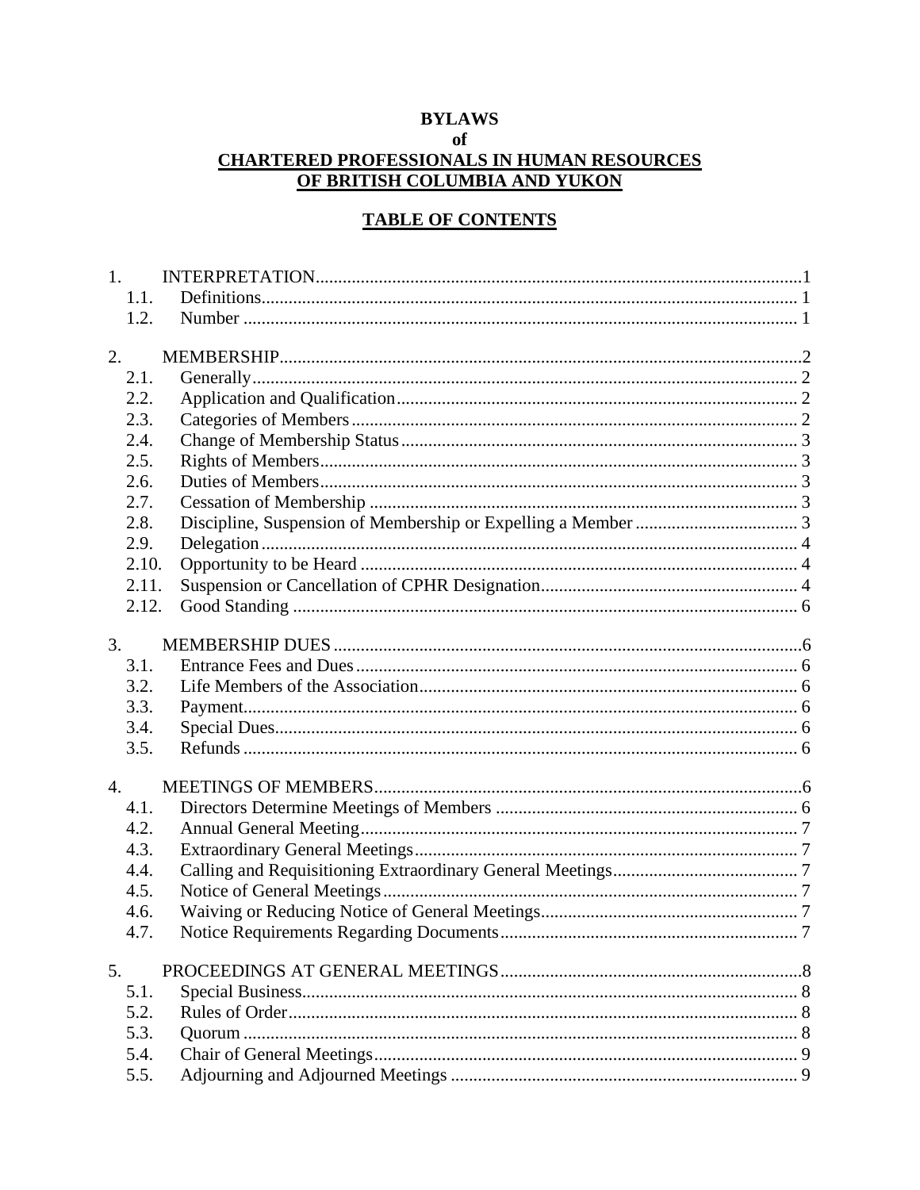# BYLAWS
## of
## CHARTERED PROFESSIONALS IN HUMAN RESOURCES OF BRITISH COLUMBIA AND YUKON

## TABLE OF CONTENTS

| | | |
|---|---|---|
| 1. | INTERPRETATION | 1 |
| 1.1. | Definitions | 1 |
| 1.2. | Number | 1 |
| 2. | MEMBERSHIP | 2 |
| 2.1. | Generally | 2 |
| 2.2. | Application and Qualification | 2 |
| 2.3. | Categories of Members | 2 |
| 2.4. | Change of Membership Status | 3 |
| 2.5. | Rights of Members | 3 |
| 2.6. | Duties of Members | 3 |
| 2.7. | Cessation of Membership | 3 |
| 2.8. | Discipline, Suspension of Membership or Expelling a Member | 3 |
| 2.9. | Delegation | 4 |
| 2.10. | Opportunity to be Heard | 4 |
| 2.11. | Suspension or Cancellation of CPHR Designation | 4 |
| 2.12. | Good Standing | 6 |
| 3. | MEMBERSHIP DUES | 6 |
| 3.1. | Entrance Fees and Dues | 6 |
| 3.2. | Life Members of the Association | 6 |
| 3.3. | Payment | 6 |
| 3.4. | Special Dues | 6 |
| 3.5. | Refunds | 6 |
| 4. | MEETINGS OF MEMBERS | 6 |
| 4.1. | Directors Determine Meetings of Members | 6 |
| 4.2. | Annual General Meeting | 7 |
| 4.3. | Extraordinary General Meetings | 7 |
| 4.4. | Calling and Requisitioning Extraordinary General Meetings | 7 |
| 4.5. | Notice of General Meetings | 7 |
| 4.6. | Waiving or Reducing Notice of General Meetings | 7 |
| 4.7. | Notice Requirements Regarding Documents | 7 |
| 5. | PROCEEDINGS AT GENERAL MEETINGS | 8 |
| 5.1. | Special Business | 8 |
| 5.2. | Rules of Order | 8 |
| 5.3. | Quorum | 8 |
| 5.4. | Chair of General Meetings | 9 |
| 5.5. | Adjourning and Adjourned Meetings | 9 |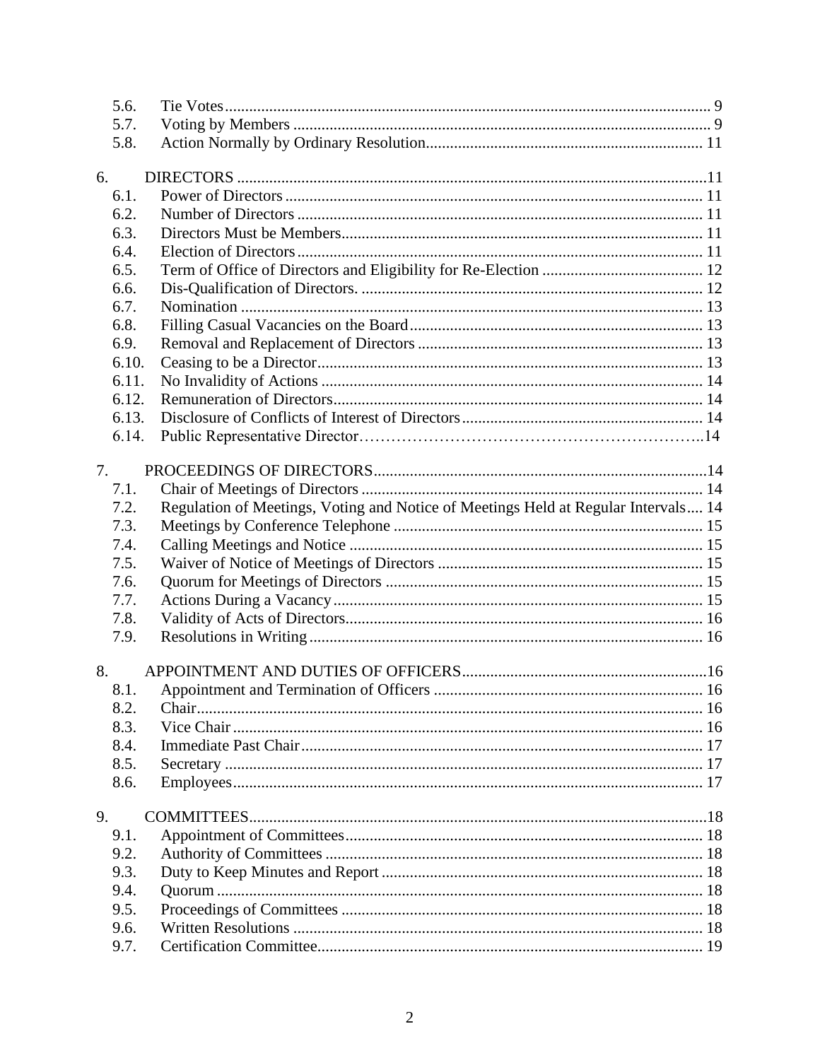| | | |
|---|---|---|
| 5.6. | Tie Votes | 9 |
| 5.7. | Voting by Members | 9 |
| 5.8. | Action Normally by Ordinary Resolution | 11 |
| **6.** | **DIRECTORS** | **11** |
| 6.1. | Power of Directors | 11 |
| 6.2. | Number of Directors | 11 |
| 6.3. | Directors Must be Members | 11 |
| 6.4. | Election of Directors | 11 |
| 6.5. | Term of Office of Directors and Eligibility for Re-Election | 12 |
| 6.6. | Dis-Qualification of Directors. | 12 |
| 6.7. | Nomination | 13 |
| 6.8. | Filling Casual Vacancies on the Board | 13 |
| 6.9. | Removal and Replacement of Directors | 13 |
| 6.10. | Ceasing to be a Director | 13 |
| 6.11. | No Invalidity of Actions | 14 |
| 6.12. | Remuneration of Directors | 14 |
| 6.13. | Disclosure of Conflicts of Interest of Directors | 14 |
| 6.14. | Public Representative Director | 14 |
| **7.** | **PROCEEDINGS OF DIRECTORS** | **14** |
| 7.1. | Chair of Meetings of Directors | 14 |
| 7.2. | Regulation of Meetings, Voting and Notice of Meetings Held at Regular Intervals | 14 |
| 7.3. | Meetings by Conference Telephone | 15 |
| 7.4. | Calling Meetings and Notice | 15 |
| 7.5. | Waiver of Notice of Meetings of Directors | 15 |
| 7.6. | Quorum for Meetings of Directors | 15 |
| 7.7. | Actions During a Vacancy | 15 |
| 7.8. | Validity of Acts of Directors | 16 |
| 7.9. | Resolutions in Writing | 16 |
| **8.** | **APPOINTMENT AND DUTIES OF OFFICERS** | **16** |
| 8.1. | Appointment and Termination of Officers | 16 |
| 8.2. | Chair | 16 |
| 8.3. | Vice Chair | 16 |
| 8.4. | Immediate Past Chair | 17 |
| 8.5. | Secretary | 17 |
| 8.6. | Employees | 17 |
| **9.** | **COMMITTEES** | **18** |
| 9.1. | Appointment of Committees | 18 |
| 9.2. | Authority of Committees | 18 |
| 9.3. | Duty to Keep Minutes and Report | 18 |
| 9.4. | Quorum | 18 |
| 9.5. | Proceedings of Committees | 18 |
| 9.6. | Written Resolutions | 18 |
| 9.7. | Certification Committee | 19 |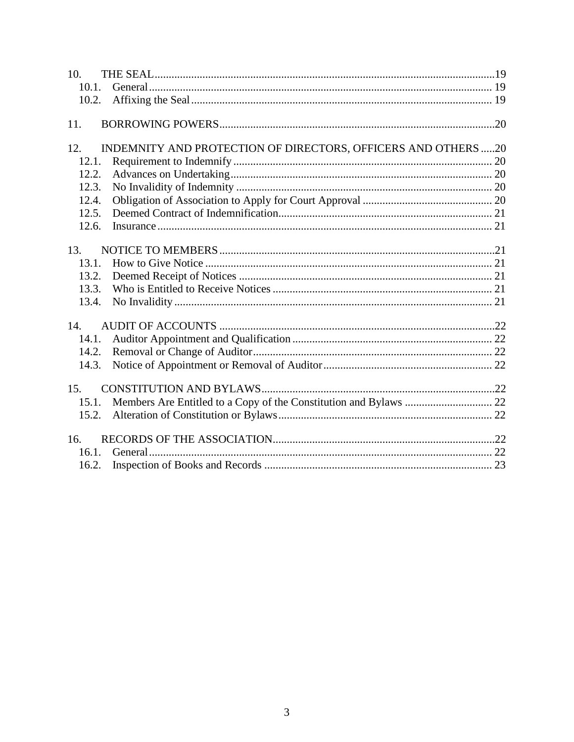10. THE SEAL .......... 19
- 10.1. General .......... 19
- 10.2. Affixing the Seal .......... 19

11. BORROWING POWERS .......... 20

12. INDEMNITY AND PROTECTION OF DIRECTORS, OFFICERS AND OTHERS .......... 20
- 12.1. Requirement to Indemnify .......... 20
- 12.2. Advances on Undertaking .......... 20
- 12.3. No Invalidity of Indemnity .......... 20
- 12.4. Obligation of Association to Apply for Court Approval .......... 20
- 12.5. Deemed Contract of Indemnification .......... 21
- 12.6. Insurance .......... 21

13. NOTICE TO MEMBERS .......... 21
- 13.1. How to Give Notice .......... 21
- 13.2. Deemed Receipt of Notices .......... 21
- 13.3. Who is Entitled to Receive Notices .......... 21
- 13.4. No Invalidity .......... 21

14. AUDIT OF ACCOUNTS .......... 22
- 14.1. Auditor Appointment and Qualification .......... 22
- 14.2. Removal or Change of Auditor .......... 22
- 14.3. Notice of Appointment or Removal of Auditor .......... 22

15. CONSTITUTION AND BYLAWS .......... 22
- 15.1. Members Are Entitled to a Copy of the Constitution and Bylaws .......... 22
- 15.2. Alteration of Constitution or Bylaws .......... 22

16. RECORDS OF THE ASSOCIATION .......... 22
- 16.1. General .......... 22
- 16.2. Inspection of Books and Records .......... 23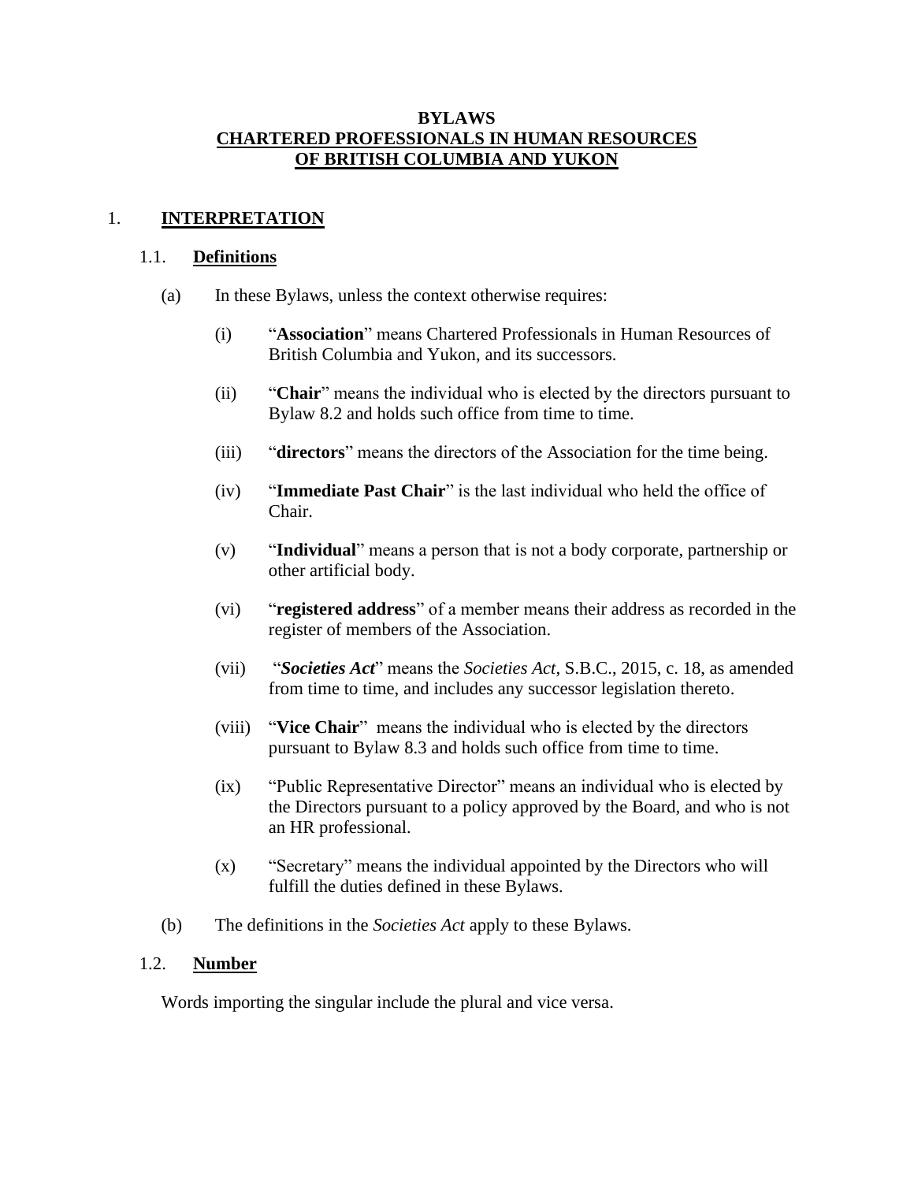# BYLAWS
## CHARTERED PROFESSIONALS IN HUMAN RESOURCES OF BRITISH COLUMBIA AND YUKON

## 1. INTERPRETATION

### 1.1. Definitions

(a) In these Bylaws, unless the context otherwise requires:

(i) "**Association**" means Chartered Professionals in Human Resources of British Columbia and Yukon, and its successors.

(ii) "**Chair**" means the individual who is elected by the directors pursuant to Bylaw 8.2 and holds such office from time to time.

(iii) "**directors**" means the directors of the Association for the time being.

(iv) "**Immediate Past Chair**" is the last individual who held the office of Chair.

(v) "**Individual**" means a person that is not a body corporate, partnership or other artificial body.

(vi) "**registered address**" of a member means their address as recorded in the register of members of the Association.

(vii) "***Societies Act***" means the *Societies Act*, S.B.C., 2015, c. 18, as amended from time to time, and includes any successor legislation thereto.

(viii) "**Vice Chair**" means the individual who is elected by the directors pursuant to Bylaw 8.3 and holds such office from time to time.

(ix) "Public Representative Director" means an individual who is elected by the Directors pursuant to a policy approved by the Board, and who is not an HR professional.

(x) "Secretary" means the individual appointed by the Directors who will fulfill the duties defined in these Bylaws.

(b) The definitions in the *Societies Act* apply to these Bylaws.

### 1.2. Number

Words importing the singular include the plural and vice versa.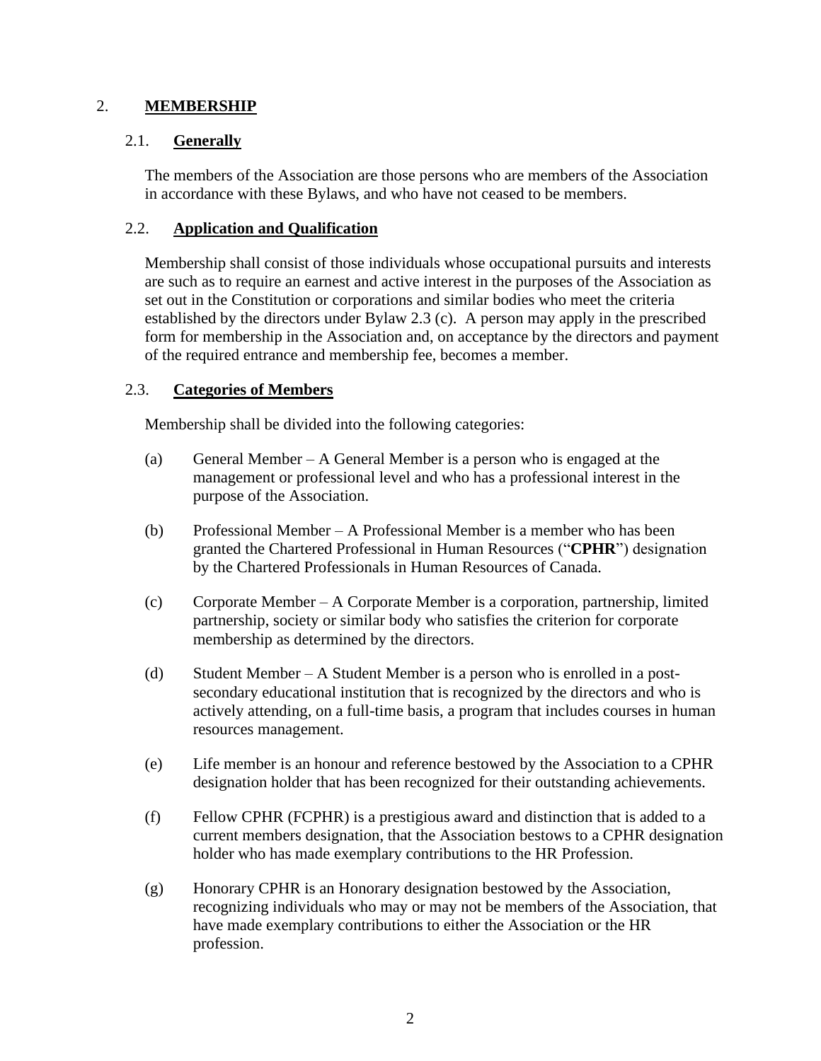## 2. MEMBERSHIP

### 2.1. Generally

The members of the Association are those persons who are members of the Association in accordance with these Bylaws, and who have not ceased to be members.

### 2.2. Application and Qualification

Membership shall consist of those individuals whose occupational pursuits and interests are such as to require an earnest and active interest in the purposes of the Association as set out in the Constitution or corporations and similar bodies who meet the criteria established by the directors under Bylaw 2.3 (c). A person may apply in the prescribed form for membership in the Association and, on acceptance by the directors and payment of the required entrance and membership fee, becomes a member.

### 2.3. Categories of Members

Membership shall be divided into the following categories:

(a) General Member – A General Member is a person who is engaged at the management or professional level and who has a professional interest in the purpose of the Association.

(b) Professional Member – A Professional Member is a member who has been granted the Chartered Professional in Human Resources ("**CPHR**") designation by the Chartered Professionals in Human Resources of Canada.

(c) Corporate Member – A Corporate Member is a corporation, partnership, limited partnership, society or similar body who satisfies the criterion for corporate membership as determined by the directors.

(d) Student Member – A Student Member is a person who is enrolled in a post-secondary educational institution that is recognized by the directors and who is actively attending, on a full-time basis, a program that includes courses in human resources management.

(e) Life member is an honour and reference bestowed by the Association to a CPHR designation holder that has been recognized for their outstanding achievements.

(f) Fellow CPHR (FCPHR) is a prestigious award and distinction that is added to a current members designation, that the Association bestows to a CPHR designation holder who has made exemplary contributions to the HR Profession.

(g) Honorary CPHR is an Honorary designation bestowed by the Association, recognizing individuals who may or may not be members of the Association, that have made exemplary contributions to either the Association or the HR profession.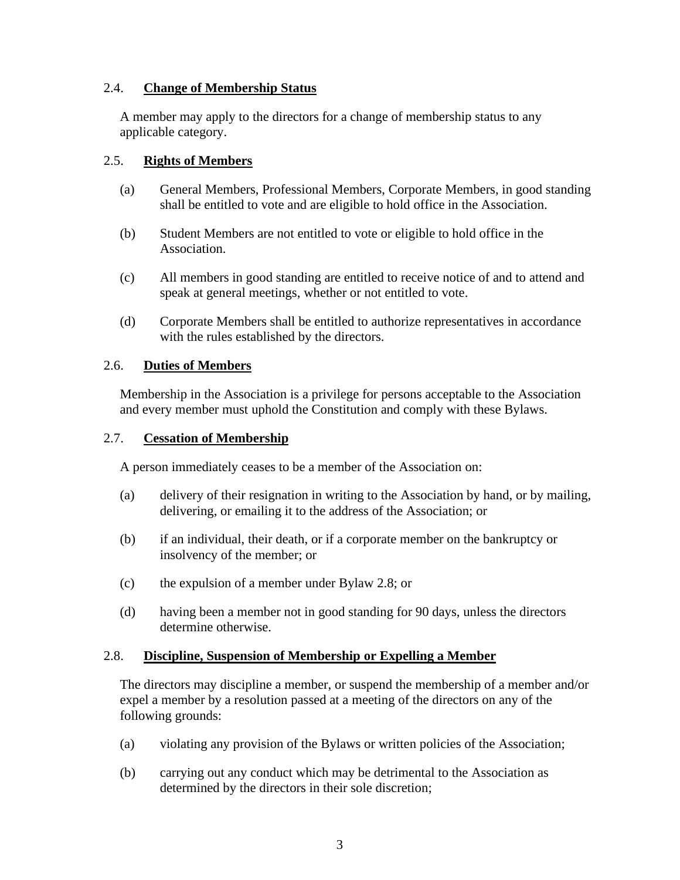### 2.4. **Change of Membership Status**

A member may apply to the directors for a change of membership status to any applicable category.

### 2.5. **Rights of Members**

(a) General Members, Professional Members, Corporate Members, in good standing shall be entitled to vote and are eligible to hold office in the Association.

(b) Student Members are not entitled to vote or eligible to hold office in the Association.

(c) All members in good standing are entitled to receive notice of and to attend and speak at general meetings, whether or not entitled to vote.

(d) Corporate Members shall be entitled to authorize representatives in accordance with the rules established by the directors.

### 2.6. **Duties of Members**

Membership in the Association is a privilege for persons acceptable to the Association and every member must uphold the Constitution and comply with these Bylaws.

### 2.7. **Cessation of Membership**

A person immediately ceases to be a member of the Association on:

(a) delivery of their resignation in writing to the Association by hand, or by mailing, delivering, or emailing it to the address of the Association; or

(b) if an individual, their death, or if a corporate member on the bankruptcy or insolvency of the member; or

(c) the expulsion of a member under Bylaw 2.8; or

(d) having been a member not in good standing for 90 days, unless the directors determine otherwise.

### 2.8. **Discipline, Suspension of Membership or Expelling a Member**

The directors may discipline a member, or suspend the membership of a member and/or expel a member by a resolution passed at a meeting of the directors on any of the following grounds:

(a) violating any provision of the Bylaws or written policies of the Association;

(b) carrying out any conduct which may be detrimental to the Association as determined by the directors in their sole discretion;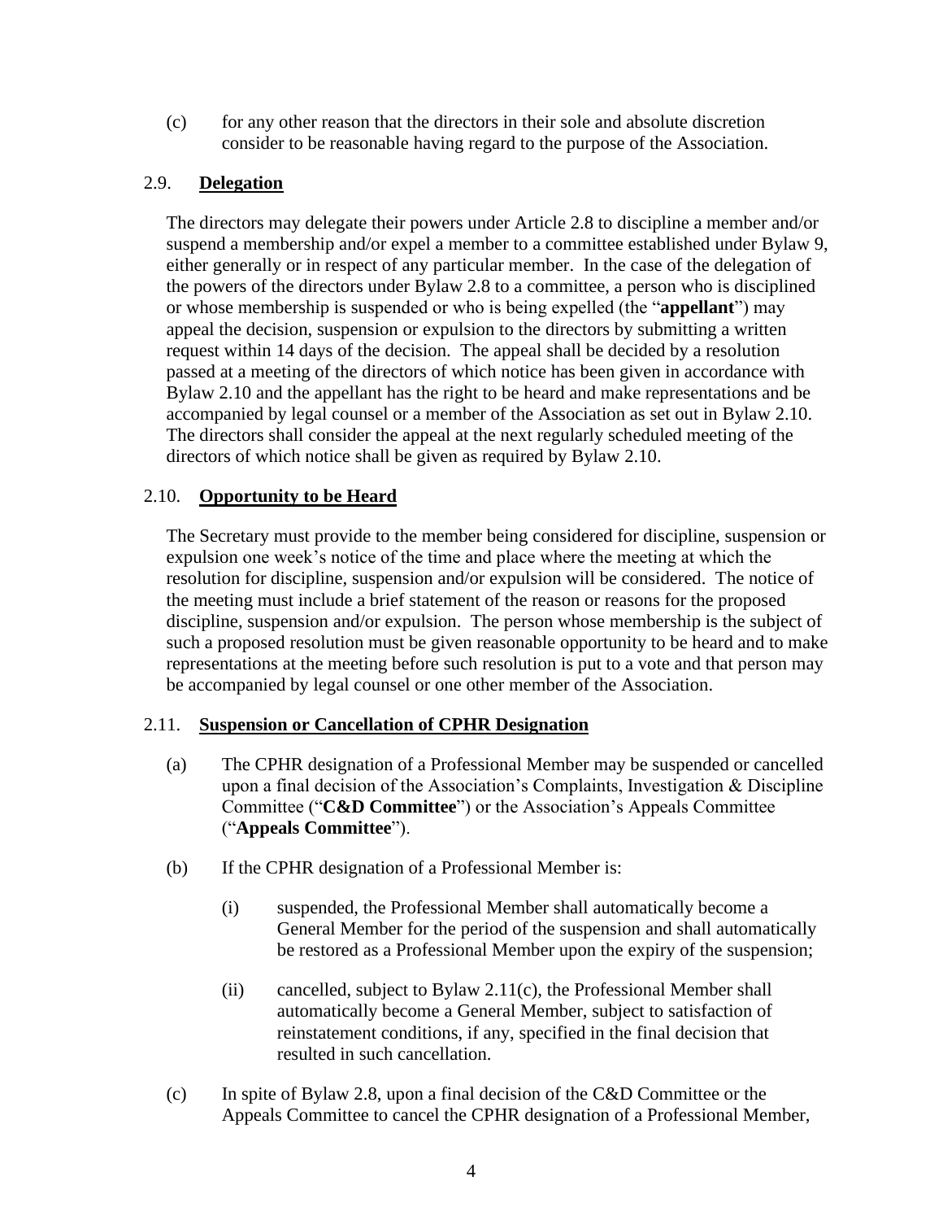(c) for any other reason that the directors in their sole and absolute discretion consider to be reasonable having regard to the purpose of the Association.

## 2.9. **Delegation**

The directors may delegate their powers under Article 2.8 to discipline a member and/or suspend a membership and/or expel a member to a committee established under Bylaw 9, either generally or in respect of any particular member. In the case of the delegation of the powers of the directors under Bylaw 2.8 to a committee, a person who is disciplined or whose membership is suspended or who is being expelled (the "**appellant**") may appeal the decision, suspension or expulsion to the directors by submitting a written request within 14 days of the decision. The appeal shall be decided by a resolution passed at a meeting of the directors of which notice has been given in accordance with Bylaw 2.10 and the appellant has the right to be heard and make representations and be accompanied by legal counsel or a member of the Association as set out in Bylaw 2.10. The directors shall consider the appeal at the next regularly scheduled meeting of the directors of which notice shall be given as required by Bylaw 2.10.

## 2.10. **Opportunity to be Heard**

The Secretary must provide to the member being considered for discipline, suspension or expulsion one week's notice of the time and place where the meeting at which the resolution for discipline, suspension and/or expulsion will be considered. The notice of the meeting must include a brief statement of the reason or reasons for the proposed discipline, suspension and/or expulsion. The person whose membership is the subject of such a proposed resolution must be given reasonable opportunity to be heard and to make representations at the meeting before such resolution is put to a vote and that person may be accompanied by legal counsel or one other member of the Association.

## 2.11. **Suspension or Cancellation of CPHR Designation**

(a) The CPHR designation of a Professional Member may be suspended or cancelled upon a final decision of the Association's Complaints, Investigation & Discipline Committee ("**C&D Committee**") or the Association's Appeals Committee ("**Appeals Committee**").

(b) If the CPHR designation of a Professional Member is:

(i) suspended, the Professional Member shall automatically become a General Member for the period of the suspension and shall automatically be restored as a Professional Member upon the expiry of the suspension;

(ii) cancelled, subject to Bylaw 2.11(c), the Professional Member shall automatically become a General Member, subject to satisfaction of reinstatement conditions, if any, specified in the final decision that resulted in such cancellation.

(c) In spite of Bylaw 2.8, upon a final decision of the C&D Committee or the Appeals Committee to cancel the CPHR designation of a Professional Member,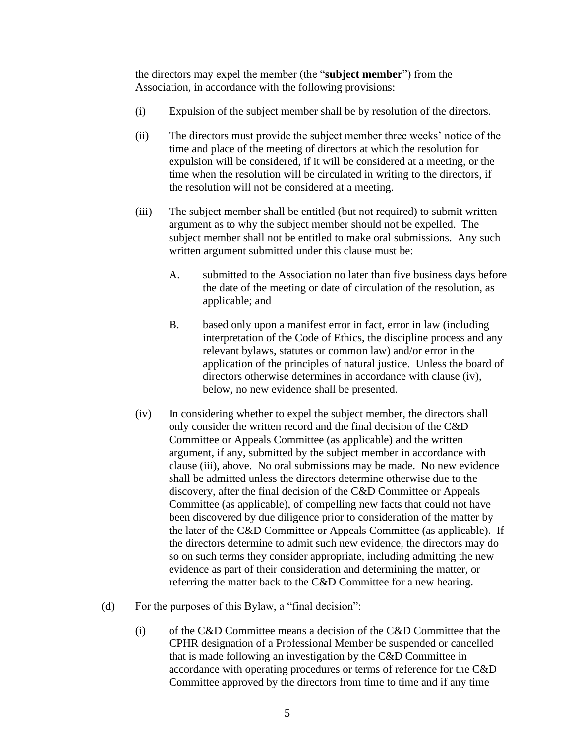the directors may expel the member (the "**subject member**") from the Association, in accordance with the following provisions:

(i) Expulsion of the subject member shall be by resolution of the directors.

(ii) The directors must provide the subject member three weeks' notice of the time and place of the meeting of directors at which the resolution for expulsion will be considered, if it will be considered at a meeting, or the time when the resolution will be circulated in writing to the directors, if the resolution will not be considered at a meeting.

(iii) The subject member shall be entitled (but not required) to submit written argument as to why the subject member should not be expelled. The subject member shall not be entitled to make oral submissions. Any such written argument submitted under this clause must be:

A. submitted to the Association no later than five business days before the date of the meeting or date of circulation of the resolution, as applicable; and

B. based only upon a manifest error in fact, error in law (including interpretation of the Code of Ethics, the discipline process and any relevant bylaws, statutes or common law) and/or error in the application of the principles of natural justice. Unless the board of directors otherwise determines in accordance with clause (iv), below, no new evidence shall be presented.

(iv) In considering whether to expel the subject member, the directors shall only consider the written record and the final decision of the C&D Committee or Appeals Committee (as applicable) and the written argument, if any, submitted by the subject member in accordance with clause (iii), above. No oral submissions may be made. No new evidence shall be admitted unless the directors determine otherwise due to the discovery, after the final decision of the C&D Committee or Appeals Committee (as applicable), of compelling new facts that could not have been discovered by due diligence prior to consideration of the matter by the later of the C&D Committee or Appeals Committee (as applicable). If the directors determine to admit such new evidence, the directors may do so on such terms they consider appropriate, including admitting the new evidence as part of their consideration and determining the matter, or referring the matter back to the C&D Committee for a new hearing.

(d) For the purposes of this Bylaw, a "final decision":

(i) of the C&D Committee means a decision of the C&D Committee that the CPHR designation of a Professional Member be suspended or cancelled that is made following an investigation by the C&D Committee in accordance with operating procedures or terms of reference for the C&D Committee approved by the directors from time to time and if any time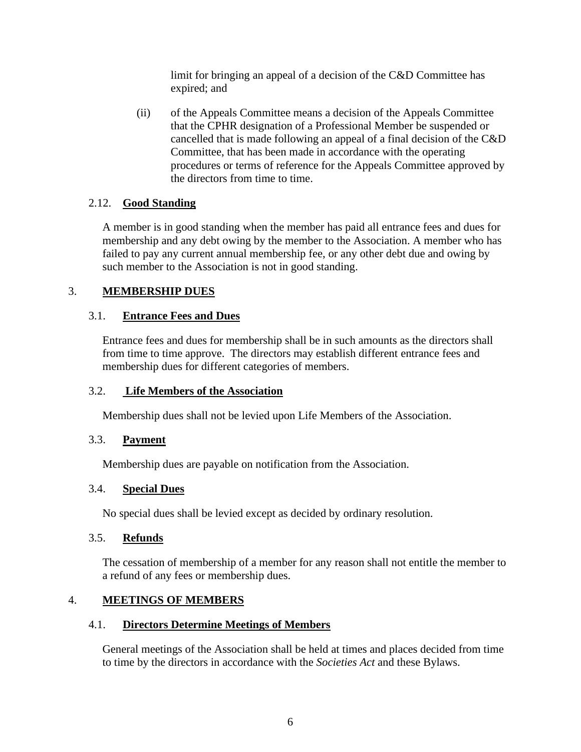limit for bringing an appeal of a decision of the C&D Committee has expired; and

(ii) of the Appeals Committee means a decision of the Appeals Committee that the CPHR designation of a Professional Member be suspended or cancelled that is made following an appeal of a final decision of the C&D Committee, that has been made in accordance with the operating procedures or terms of reference for the Appeals Committee approved by the directors from time to time.

### 2.12. **Good Standing**

A member is in good standing when the member has paid all entrance fees and dues for membership and any debt owing by the member to the Association. A member who has failed to pay any current annual membership fee, or any other debt due and owing by such member to the Association is not in good standing.

## 3. **MEMBERSHIP DUES**

### 3.1. **Entrance Fees and Dues**

Entrance fees and dues for membership shall be in such amounts as the directors shall from time to time approve. The directors may establish different entrance fees and membership dues for different categories of members.

### 3.2. **Life Members of the Association**

Membership dues shall not be levied upon Life Members of the Association.

### 3.3. **Payment**

Membership dues are payable on notification from the Association.

### 3.4. **Special Dues**

No special dues shall be levied except as decided by ordinary resolution.

### 3.5. **Refunds**

The cessation of membership of a member for any reason shall not entitle the member to a refund of any fees or membership dues.

## 4. **MEETINGS OF MEMBERS**

### 4.1. **Directors Determine Meetings of Members**

General meetings of the Association shall be held at times and places decided from time to time by the directors in accordance with the *Societies Act* and these Bylaws.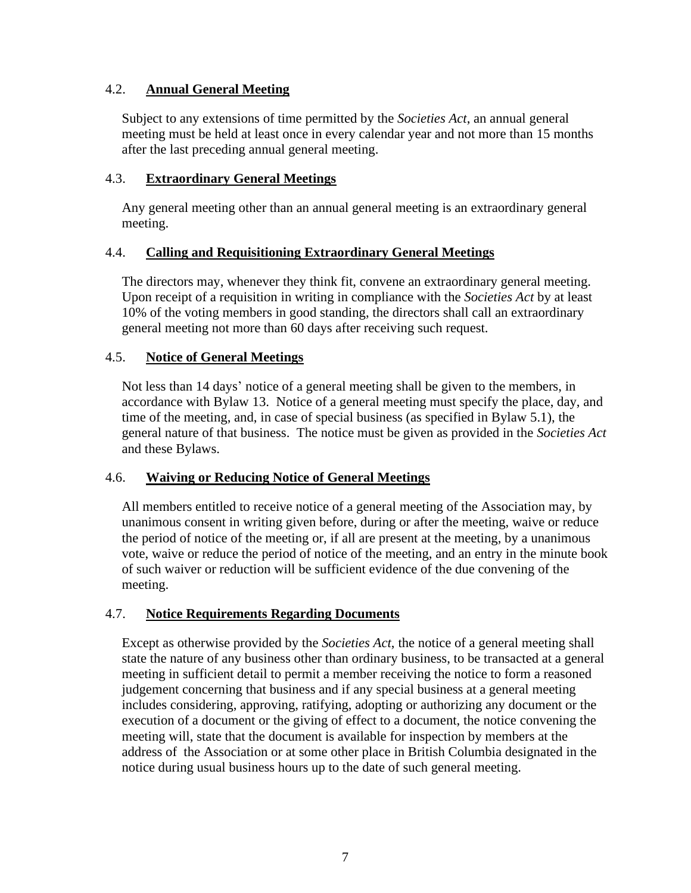### 4.2. **Annual General Meeting**

Subject to any extensions of time permitted by the *Societies Act*, an annual general meeting must be held at least once in every calendar year and not more than 15 months after the last preceding annual general meeting.

### 4.3. **Extraordinary General Meetings**

Any general meeting other than an annual general meeting is an extraordinary general meeting.

### 4.4. **Calling and Requisitioning Extraordinary General Meetings**

The directors may, whenever they think fit, convene an extraordinary general meeting. Upon receipt of a requisition in writing in compliance with the *Societies Act* by at least 10% of the voting members in good standing, the directors shall call an extraordinary general meeting not more than 60 days after receiving such request.

### 4.5. **Notice of General Meetings**

Not less than 14 days' notice of a general meeting shall be given to the members, in accordance with Bylaw 13. Notice of a general meeting must specify the place, day, and time of the meeting, and, in case of special business (as specified in Bylaw 5.1), the general nature of that business. The notice must be given as provided in the *Societies Act* and these Bylaws.

### 4.6. **Waiving or Reducing Notice of General Meetings**

All members entitled to receive notice of a general meeting of the Association may, by unanimous consent in writing given before, during or after the meeting, waive or reduce the period of notice of the meeting or, if all are present at the meeting, by a unanimous vote, waive or reduce the period of notice of the meeting, and an entry in the minute book of such waiver or reduction will be sufficient evidence of the due convening of the meeting.

### 4.7. **Notice Requirements Regarding Documents**

Except as otherwise provided by the *Societies Act*, the notice of a general meeting shall state the nature of any business other than ordinary business, to be transacted at a general meeting in sufficient detail to permit a member receiving the notice to form a reasoned judgement concerning that business and if any special business at a general meeting includes considering, approving, ratifying, adopting or authorizing any document or the execution of a document or the giving of effect to a document, the notice convening the meeting will, state that the document is available for inspection by members at the address of the Association or at some other place in British Columbia designated in the notice during usual business hours up to the date of such general meeting.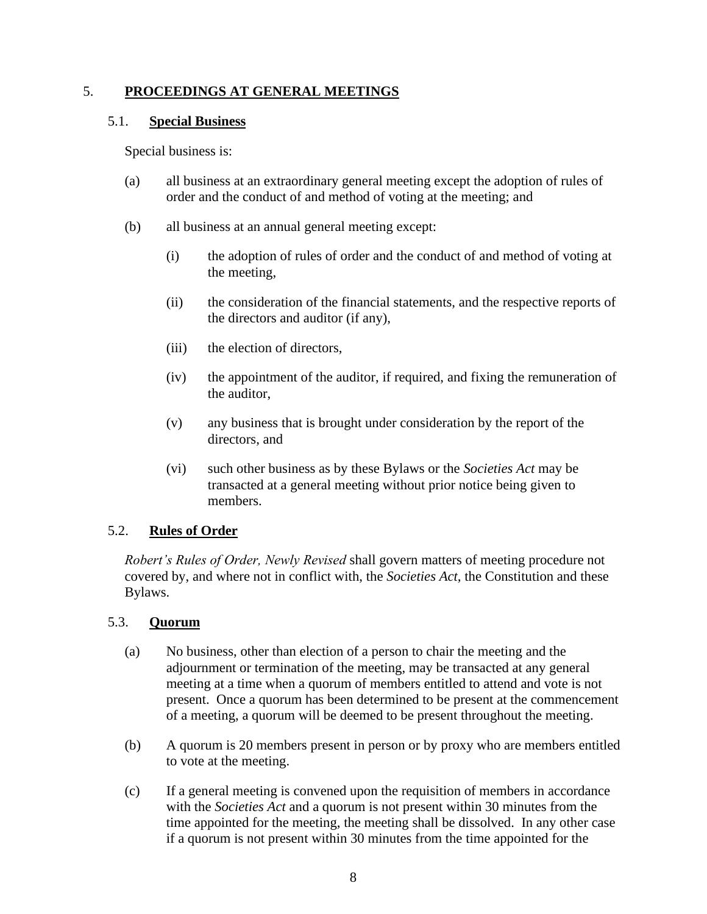## 5. PROCEEDINGS AT GENERAL MEETINGS

### 5.1. Special Business

Special business is:

(a) all business at an extraordinary general meeting except the adoption of rules of order and the conduct of and method of voting at the meeting; and

(b) all business at an annual general meeting except:

(i) the adoption of rules of order and the conduct of and method of voting at the meeting,

(ii) the consideration of the financial statements, and the respective reports of the directors and auditor (if any),

(iii) the election of directors,

(iv) the appointment of the auditor, if required, and fixing the remuneration of the auditor,

(v) any business that is brought under consideration by the report of the directors, and

(vi) such other business as by these Bylaws or the *Societies Act* may be transacted at a general meeting without prior notice being given to members.

### 5.2. Rules of Order

*Robert's Rules of Order, Newly Revised* shall govern matters of meeting procedure not covered by, and where not in conflict with, the *Societies Act*, the Constitution and these Bylaws.

### 5.3. Quorum

(a) No business, other than election of a person to chair the meeting and the adjournment or termination of the meeting, may be transacted at any general meeting at a time when a quorum of members entitled to attend and vote is not present. Once a quorum has been determined to be present at the commencement of a meeting, a quorum will be deemed to be present throughout the meeting.

(b) A quorum is 20 members present in person or by proxy who are members entitled to vote at the meeting.

(c) If a general meeting is convened upon the requisition of members in accordance with the *Societies Act* and a quorum is not present within 30 minutes from the time appointed for the meeting, the meeting shall be dissolved. In any other case if a quorum is not present within 30 minutes from the time appointed for the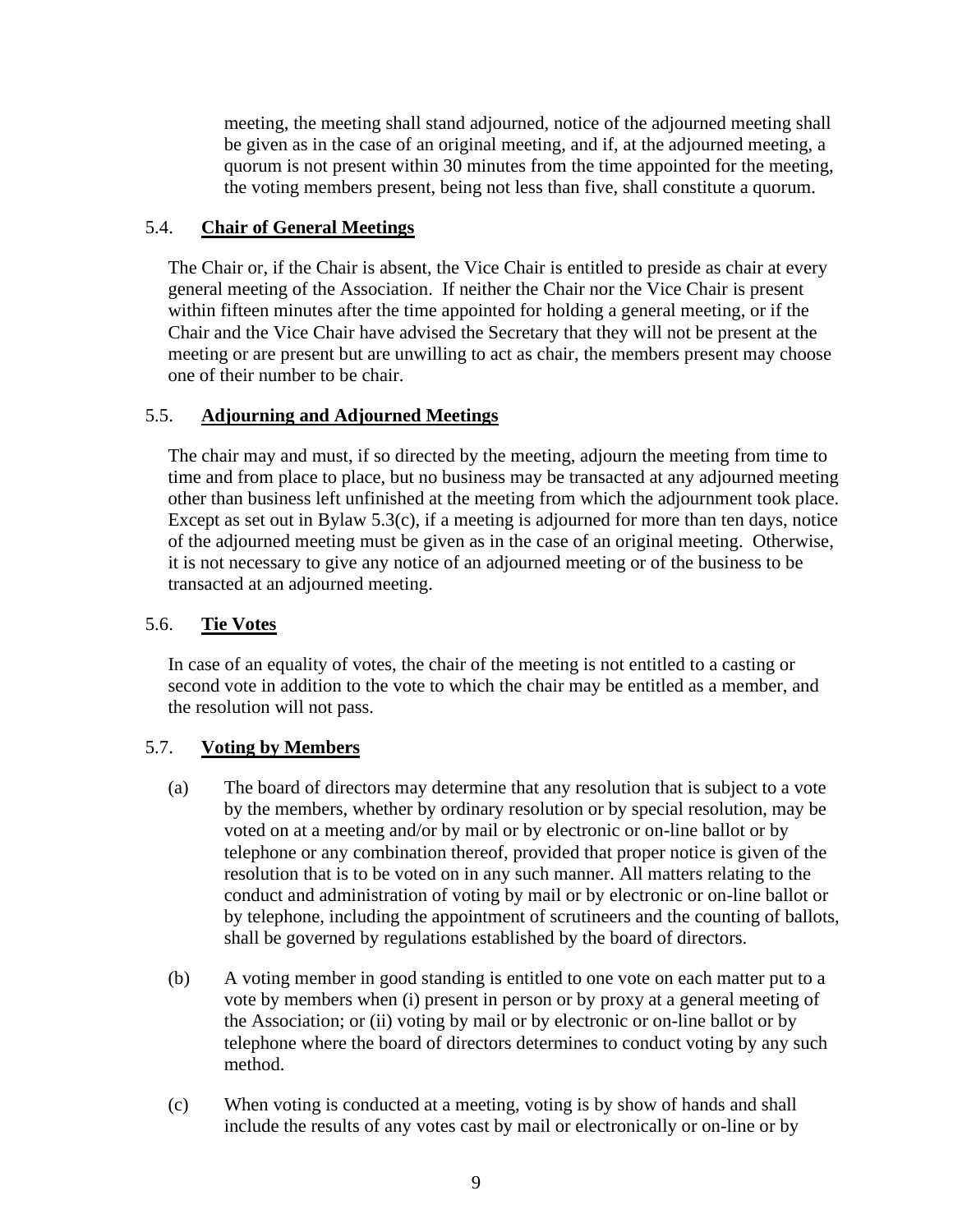meeting, the meeting shall stand adjourned, notice of the adjourned meeting shall be given as in the case of an original meeting, and if, at the adjourned meeting, a quorum is not present within 30 minutes from the time appointed for the meeting, the voting members present, being not less than five, shall constitute a quorum.

### 5.4. **Chair of General Meetings**

The Chair or, if the Chair is absent, the Vice Chair is entitled to preside as chair at every general meeting of the Association. If neither the Chair nor the Vice Chair is present within fifteen minutes after the time appointed for holding a general meeting, or if the Chair and the Vice Chair have advised the Secretary that they will not be present at the meeting or are present but are unwilling to act as chair, the members present may choose one of their number to be chair.

### 5.5. **Adjourning and Adjourned Meetings**

The chair may and must, if so directed by the meeting, adjourn the meeting from time to time and from place to place, but no business may be transacted at any adjourned meeting other than business left unfinished at the meeting from which the adjournment took place. Except as set out in Bylaw 5.3(c), if a meeting is adjourned for more than ten days, notice of the adjourned meeting must be given as in the case of an original meeting. Otherwise, it is not necessary to give any notice of an adjourned meeting or of the business to be transacted at an adjourned meeting.

### 5.6. **Tie Votes**

In case of an equality of votes, the chair of the meeting is not entitled to a casting or second vote in addition to the vote to which the chair may be entitled as a member, and the resolution will not pass.

### 5.7. **Voting by Members**

(a) The board of directors may determine that any resolution that is subject to a vote by the members, whether by ordinary resolution or by special resolution, may be voted on at a meeting and/or by mail or by electronic or on-line ballot or by telephone or any combination thereof, provided that proper notice is given of the resolution that is to be voted on in any such manner. All matters relating to the conduct and administration of voting by mail or by electronic or on-line ballot or by telephone, including the appointment of scrutineers and the counting of ballots, shall be governed by regulations established by the board of directors.

(b) A voting member in good standing is entitled to one vote on each matter put to a vote by members when (i) present in person or by proxy at a general meeting of the Association; or (ii) voting by mail or by electronic or on-line ballot or by telephone where the board of directors determines to conduct voting by any such method.

(c) When voting is conducted at a meeting, voting is by show of hands and shall include the results of any votes cast by mail or electronically or on-line or by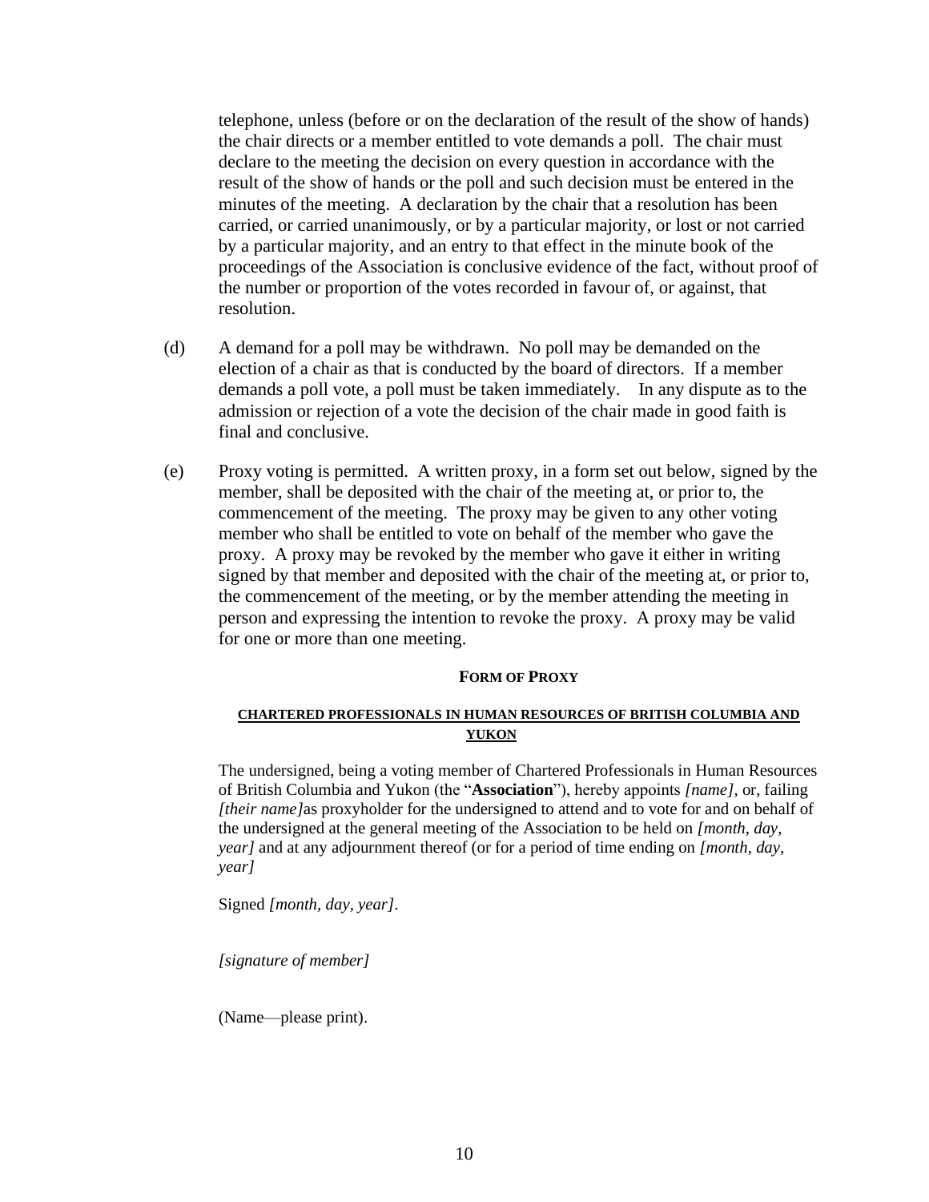telephone, unless (before or on the declaration of the result of the show of hands) the chair directs or a member entitled to vote demands a poll. The chair must declare to the meeting the decision on every question in accordance with the result of the show of hands or the poll and such decision must be entered in the minutes of the meeting. A declaration by the chair that a resolution has been carried, or carried unanimously, or by a particular majority, or lost or not carried by a particular majority, and an entry to that effect in the minute book of the proceedings of the Association is conclusive evidence of the fact, without proof of the number or proportion of the votes recorded in favour of, or against, that resolution.

(d) A demand for a poll may be withdrawn. No poll may be demanded on the election of a chair as that is conducted by the board of directors. If a member demands a poll vote, a poll must be taken immediately. In any dispute as to the admission or rejection of a vote the decision of the chair made in good faith is final and conclusive.

(e) Proxy voting is permitted. A written proxy, in a form set out below, signed by the member, shall be deposited with the chair of the meeting at, or prior to, the commencement of the meeting. The proxy may be given to any other voting member who shall be entitled to vote on behalf of the member who gave the proxy. A proxy may be revoked by the member who gave it either in writing signed by that member and deposited with the chair of the meeting at, or prior to, the commencement of the meeting, or by the member attending the meeting in person and expressing the intention to revoke the proxy. A proxy may be valid for one or more than one meeting.

**FORM OF PROXY**

**CHARTERED PROFESSIONALS IN HUMAN RESOURCES OF BRITISH COLUMBIA AND YUKON**

The undersigned, being a voting member of Chartered Professionals in Human Resources of British Columbia and Yukon (the "**Association**"), hereby appoints *[name]*, or, failing *[their name]*as proxyholder for the undersigned to attend and to vote for and on behalf of the undersigned at the general meeting of the Association to be held on *[month, day, year]* and at any adjournment thereof (or for a period of time ending on *[month, day, year]*

Signed *[month, day, year]*.

*[signature of member]*

(Name—please print).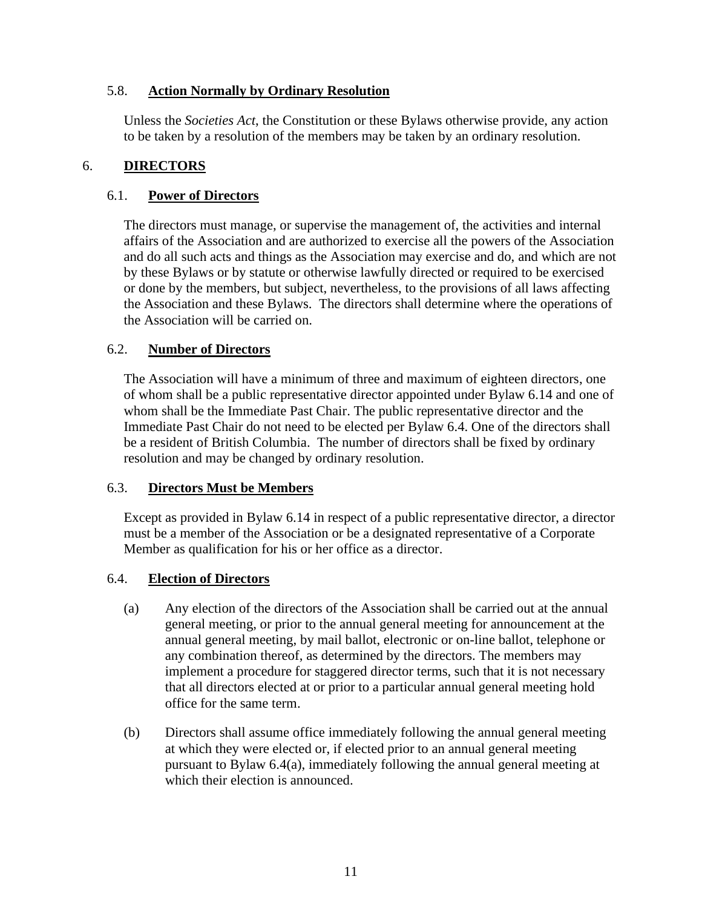### 5.8. Action Normally by Ordinary Resolution

Unless the *Societies Act*, the Constitution or these Bylaws otherwise provide, any action to be taken by a resolution of the members may be taken by an ordinary resolution.

## 6. DIRECTORS

### 6.1. Power of Directors

The directors must manage, or supervise the management of, the activities and internal affairs of the Association and are authorized to exercise all the powers of the Association and do all such acts and things as the Association may exercise and do, and which are not by these Bylaws or by statute or otherwise lawfully directed or required to be exercised or done by the members, but subject, nevertheless, to the provisions of all laws affecting the Association and these Bylaws. The directors shall determine where the operations of the Association will be carried on.

### 6.2. Number of Directors

The Association will have a minimum of three and maximum of eighteen directors, one of whom shall be a public representative director appointed under Bylaw 6.14 and one of whom shall be the Immediate Past Chair. The public representative director and the Immediate Past Chair do not need to be elected per Bylaw 6.4. One of the directors shall be a resident of British Columbia. The number of directors shall be fixed by ordinary resolution and may be changed by ordinary resolution.

### 6.3. Directors Must be Members

Except as provided in Bylaw 6.14 in respect of a public representative director, a director must be a member of the Association or be a designated representative of a Corporate Member as qualification for his or her office as a director.

### 6.4. Election of Directors

(a) Any election of the directors of the Association shall be carried out at the annual general meeting, or prior to the annual general meeting for announcement at the annual general meeting, by mail ballot, electronic or on-line ballot, telephone or any combination thereof, as determined by the directors. The members may implement a procedure for staggered director terms, such that it is not necessary that all directors elected at or prior to a particular annual general meeting hold office for the same term.

(b) Directors shall assume office immediately following the annual general meeting at which they were elected or, if elected prior to an annual general meeting pursuant to Bylaw 6.4(a), immediately following the annual general meeting at which their election is announced.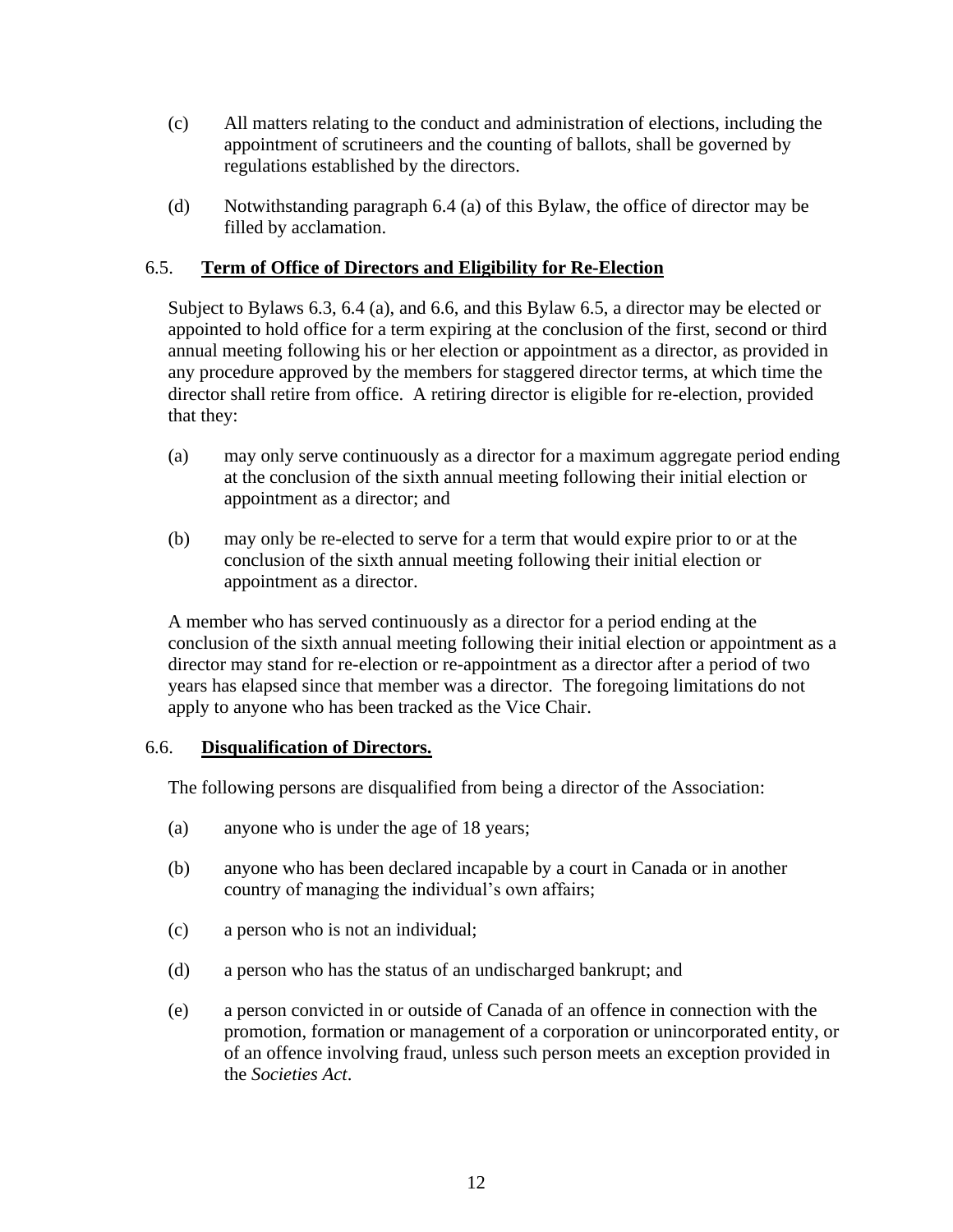(c) All matters relating to the conduct and administration of elections, including the appointment of scrutineers and the counting of ballots, shall be governed by regulations established by the directors.

(d) Notwithstanding paragraph 6.4 (a) of this Bylaw, the office of director may be filled by acclamation.

### 6.5. **Term of Office of Directors and Eligibility for Re-Election**

Subject to Bylaws 6.3, 6.4 (a), and 6.6, and this Bylaw 6.5, a director may be elected or appointed to hold office for a term expiring at the conclusion of the first, second or third annual meeting following his or her election or appointment as a director, as provided in any procedure approved by the members for staggered director terms, at which time the director shall retire from office. A retiring director is eligible for re-election, provided that they:

(a) may only serve continuously as a director for a maximum aggregate period ending at the conclusion of the sixth annual meeting following their initial election or appointment as a director; and

(b) may only be re-elected to serve for a term that would expire prior to or at the conclusion of the sixth annual meeting following their initial election or appointment as a director.

A member who has served continuously as a director for a period ending at the conclusion of the sixth annual meeting following their initial election or appointment as a director may stand for re-election or re-appointment as a director after a period of two years has elapsed since that member was a director. The foregoing limitations do not apply to anyone who has been tracked as the Vice Chair.

### 6.6. **Disqualification of Directors.**

The following persons are disqualified from being a director of the Association:

(a) anyone who is under the age of 18 years;

(b) anyone who has been declared incapable by a court in Canada or in another country of managing the individual's own affairs;

(c) a person who is not an individual;

(d) a person who has the status of an undischarged bankrupt; and

(e) a person convicted in or outside of Canada of an offence in connection with the promotion, formation or management of a corporation or unincorporated entity, or of an offence involving fraud, unless such person meets an exception provided in the *Societies Act*.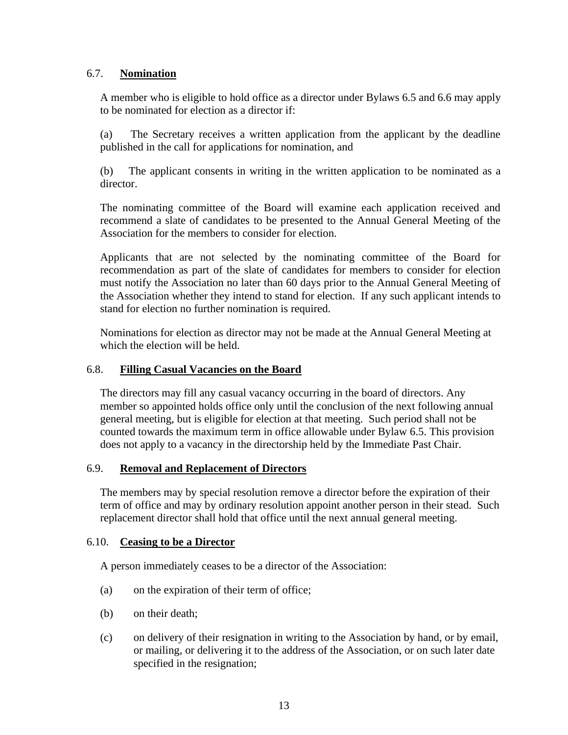### 6.7. **Nomination**

A member who is eligible to hold office as a director under Bylaws 6.5 and 6.6 may apply to be nominated for election as a director if:

(a) The Secretary receives a written application from the applicant by the deadline published in the call for applications for nomination, and

(b) The applicant consents in writing in the written application to be nominated as a director.

The nominating committee of the Board will examine each application received and recommend a slate of candidates to be presented to the Annual General Meeting of the Association for the members to consider for election.

Applicants that are not selected by the nominating committee of the Board for recommendation as part of the slate of candidates for members to consider for election must notify the Association no later than 60 days prior to the Annual General Meeting of the Association whether they intend to stand for election. If any such applicant intends to stand for election no further nomination is required.

Nominations for election as director may not be made at the Annual General Meeting at which the election will be held.

### 6.8. **Filling Casual Vacancies on the Board**

The directors may fill any casual vacancy occurring in the board of directors. Any member so appointed holds office only until the conclusion of the next following annual general meeting, but is eligible for election at that meeting. Such period shall not be counted towards the maximum term in office allowable under Bylaw 6.5. This provision does not apply to a vacancy in the directorship held by the Immediate Past Chair.

### 6.9. **Removal and Replacement of Directors**

The members may by special resolution remove a director before the expiration of their term of office and may by ordinary resolution appoint another person in their stead. Such replacement director shall hold that office until the next annual general meeting.

### 6.10. **Ceasing to be a Director**

A person immediately ceases to be a director of the Association:

(a) on the expiration of their term of office;

(b) on their death;

(c) on delivery of their resignation in writing to the Association by hand, or by email, or mailing, or delivering it to the address of the Association, or on such later date specified in the resignation;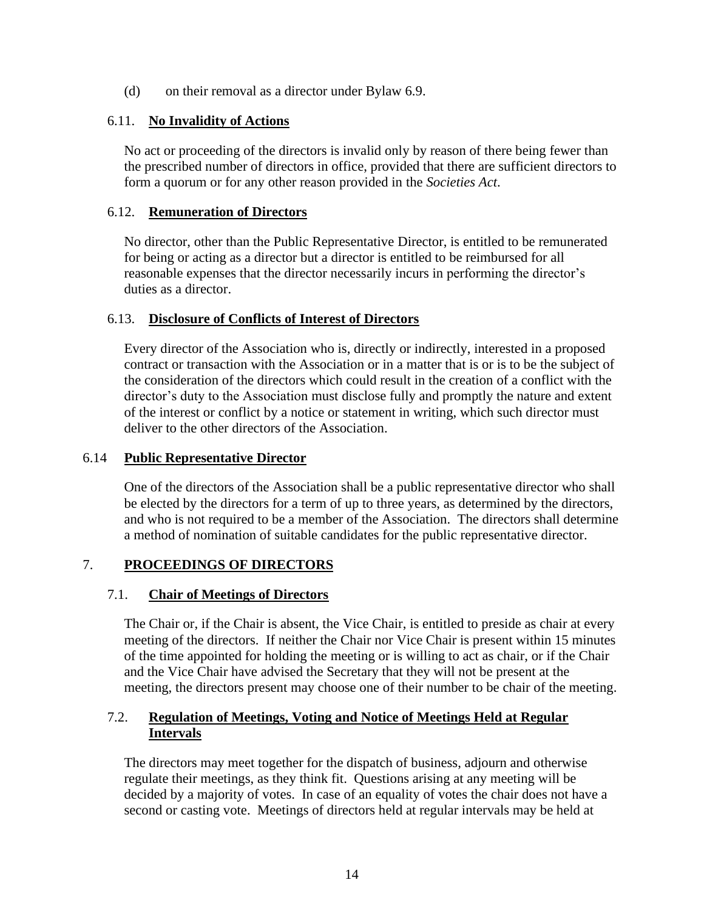(d) on their removal as a director under Bylaw 6.9.

### 6.11. **No Invalidity of Actions**

No act or proceeding of the directors is invalid only by reason of there being fewer than the prescribed number of directors in office, provided that there are sufficient directors to form a quorum or for any other reason provided in the *Societies Act*.

### 6.12. **Remuneration of Directors**

No director, other than the Public Representative Director, is entitled to be remunerated for being or acting as a director but a director is entitled to be reimbursed for all reasonable expenses that the director necessarily incurs in performing the director's duties as a director.

### 6.13. **Disclosure of Conflicts of Interest of Directors**

Every director of the Association who is, directly or indirectly, interested in a proposed contract or transaction with the Association or in a matter that is or is to be the subject of the consideration of the directors which could result in the creation of a conflict with the director's duty to the Association must disclose fully and promptly the nature and extent of the interest or conflict by a notice or statement in writing, which such director must deliver to the other directors of the Association.

### 6.14 **Public Representative Director**

One of the directors of the Association shall be a public representative director who shall be elected by the directors for a term of up to three years, as determined by the directors, and who is not required to be a member of the Association. The directors shall determine a method of nomination of suitable candidates for the public representative director.

## 7. **PROCEEDINGS OF DIRECTORS**

### 7.1. **Chair of Meetings of Directors**

The Chair or, if the Chair is absent, the Vice Chair, is entitled to preside as chair at every meeting of the directors. If neither the Chair nor Vice Chair is present within 15 minutes of the time appointed for holding the meeting or is willing to act as chair, or if the Chair and the Vice Chair have advised the Secretary that they will not be present at the meeting, the directors present may choose one of their number to be chair of the meeting.

### 7.2. **Regulation of Meetings, Voting and Notice of Meetings Held at Regular Intervals**

The directors may meet together for the dispatch of business, adjourn and otherwise regulate their meetings, as they think fit. Questions arising at any meeting will be decided by a majority of votes. In case of an equality of votes the chair does not have a second or casting vote. Meetings of directors held at regular intervals may be held at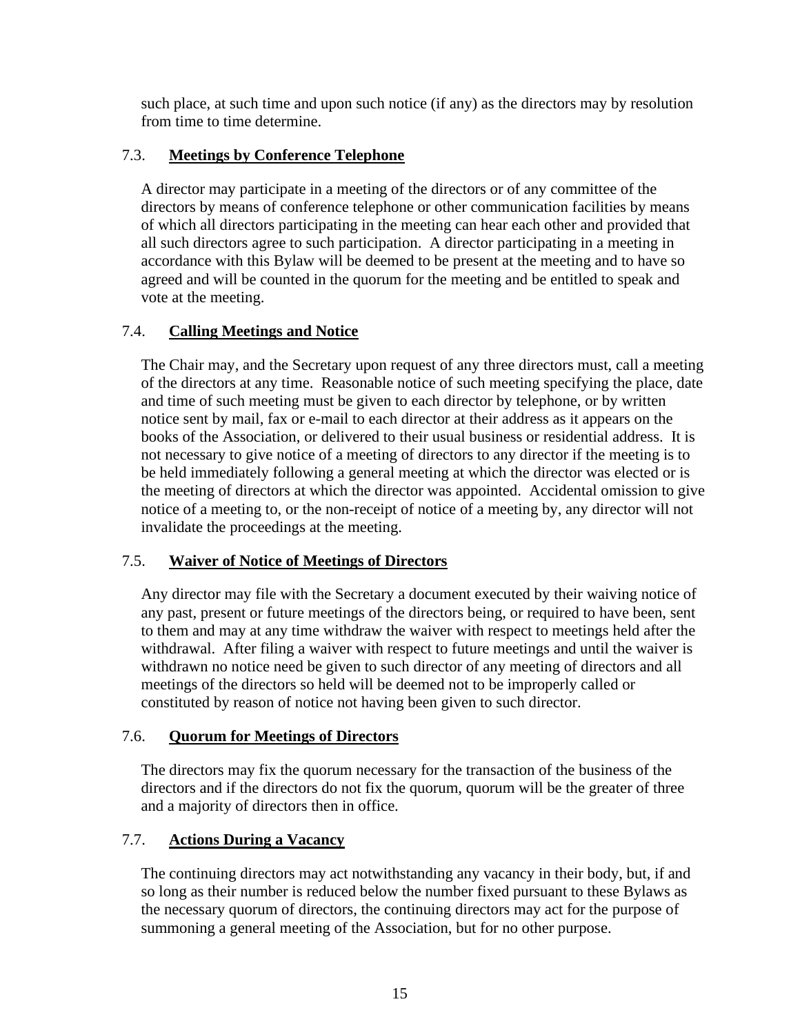such place, at such time and upon such notice (if any) as the directors may by resolution from time to time determine.

### 7.3. **Meetings by Conference Telephone**

A director may participate in a meeting of the directors or of any committee of the directors by means of conference telephone or other communication facilities by means of which all directors participating in the meeting can hear each other and provided that all such directors agree to such participation. A director participating in a meeting in accordance with this Bylaw will be deemed to be present at the meeting and to have so agreed and will be counted in the quorum for the meeting and be entitled to speak and vote at the meeting.

### 7.4. **Calling Meetings and Notice**

The Chair may, and the Secretary upon request of any three directors must, call a meeting of the directors at any time. Reasonable notice of such meeting specifying the place, date and time of such meeting must be given to each director by telephone, or by written notice sent by mail, fax or e-mail to each director at their address as it appears on the books of the Association, or delivered to their usual business or residential address. It is not necessary to give notice of a meeting of directors to any director if the meeting is to be held immediately following a general meeting at which the director was elected or is the meeting of directors at which the director was appointed. Accidental omission to give notice of a meeting to, or the non-receipt of notice of a meeting by, any director will not invalidate the proceedings at the meeting.

### 7.5. **Waiver of Notice of Meetings of Directors**

Any director may file with the Secretary a document executed by their waiving notice of any past, present or future meetings of the directors being, or required to have been, sent to them and may at any time withdraw the waiver with respect to meetings held after the withdrawal. After filing a waiver with respect to future meetings and until the waiver is withdrawn no notice need be given to such director of any meeting of directors and all meetings of the directors so held will be deemed not to be improperly called or constituted by reason of notice not having been given to such director.

### 7.6. **Quorum for Meetings of Directors**

The directors may fix the quorum necessary for the transaction of the business of the directors and if the directors do not fix the quorum, quorum will be the greater of three and a majority of directors then in office.

### 7.7. **Actions During a Vacancy**

The continuing directors may act notwithstanding any vacancy in their body, but, if and so long as their number is reduced below the number fixed pursuant to these Bylaws as the necessary quorum of directors, the continuing directors may act for the purpose of summoning a general meeting of the Association, but for no other purpose.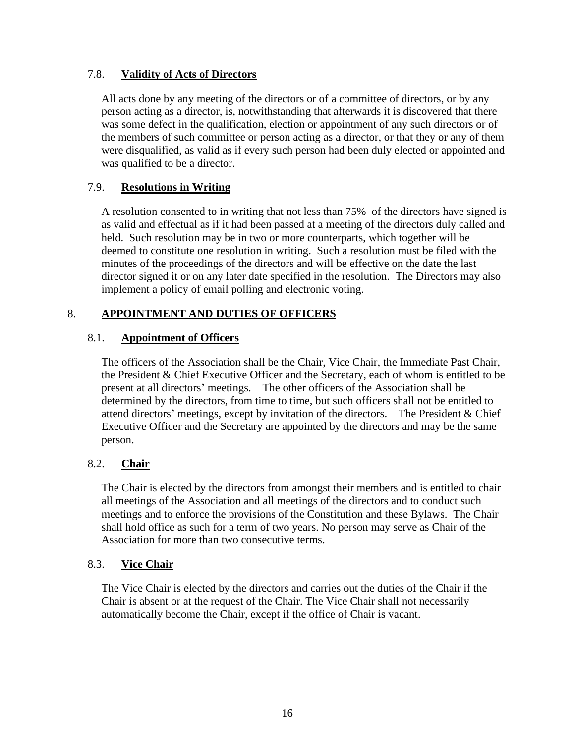### 7.8. Validity of Acts of Directors

All acts done by any meeting of the directors or of a committee of directors, or by any person acting as a director, is, notwithstanding that afterwards it is discovered that there was some defect in the qualification, election or appointment of any such directors or of the members of such committee or person acting as a director, or that they or any of them were disqualified, as valid as if every such person had been duly elected or appointed and was qualified to be a director.

### 7.9. Resolutions in Writing

A resolution consented to in writing that not less than 75% of the directors have signed is as valid and effectual as if it had been passed at a meeting of the directors duly called and held. Such resolution may be in two or more counterparts, which together will be deemed to constitute one resolution in writing. Such a resolution must be filed with the minutes of the proceedings of the directors and will be effective on the date the last director signed it or on any later date specified in the resolution. The Directors may also implement a policy of email polling and electronic voting.

## 8. APPOINTMENT AND DUTIES OF OFFICERS

### 8.1. Appointment of Officers

The officers of the Association shall be the Chair, Vice Chair, the Immediate Past Chair, the President & Chief Executive Officer and the Secretary, each of whom is entitled to be present at all directors' meetings. The other officers of the Association shall be determined by the directors, from time to time, but such officers shall not be entitled to attend directors' meetings, except by invitation of the directors. The President & Chief Executive Officer and the Secretary are appointed by the directors and may be the same person.

### 8.2. Chair

The Chair is elected by the directors from amongst their members and is entitled to chair all meetings of the Association and all meetings of the directors and to conduct such meetings and to enforce the provisions of the Constitution and these Bylaws. The Chair shall hold office as such for a term of two years. No person may serve as Chair of the Association for more than two consecutive terms.

### 8.3. Vice Chair

The Vice Chair is elected by the directors and carries out the duties of the Chair if the Chair is absent or at the request of the Chair. The Vice Chair shall not necessarily automatically become the Chair, except if the office of Chair is vacant.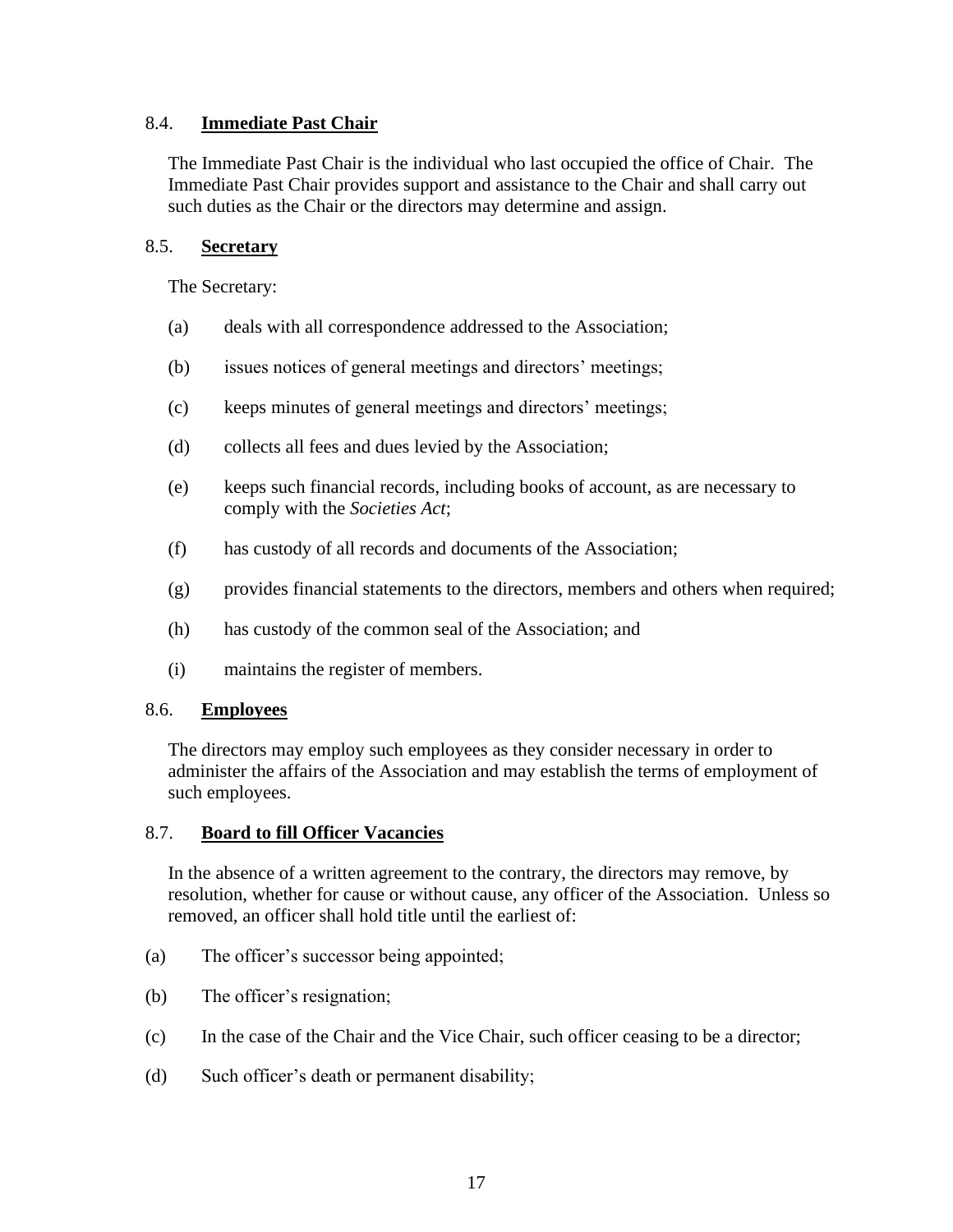### 8.4. **Immediate Past Chair**

The Immediate Past Chair is the individual who last occupied the office of Chair. The Immediate Past Chair provides support and assistance to the Chair and shall carry out such duties as the Chair or the directors may determine and assign.

### 8.5. **Secretary**

The Secretary:

(a) deals with all correspondence addressed to the Association;

(b) issues notices of general meetings and directors' meetings;

(c) keeps minutes of general meetings and directors' meetings;

(d) collects all fees and dues levied by the Association;

(e) keeps such financial records, including books of account, as are necessary to comply with the *Societies Act*;

(f) has custody of all records and documents of the Association;

(g) provides financial statements to the directors, members and others when required;

(h) has custody of the common seal of the Association; and

(i) maintains the register of members.

### 8.6. **Employees**

The directors may employ such employees as they consider necessary in order to administer the affairs of the Association and may establish the terms of employment of such employees.

### 8.7. **Board to fill Officer Vacancies**

In the absence of a written agreement to the contrary, the directors may remove, by resolution, whether for cause or without cause, any officer of the Association. Unless so removed, an officer shall hold title until the earliest of:

(a) The officer's successor being appointed;

(b) The officer's resignation;

(c) In the case of the Chair and the Vice Chair, such officer ceasing to be a director;

(d) Such officer's death or permanent disability;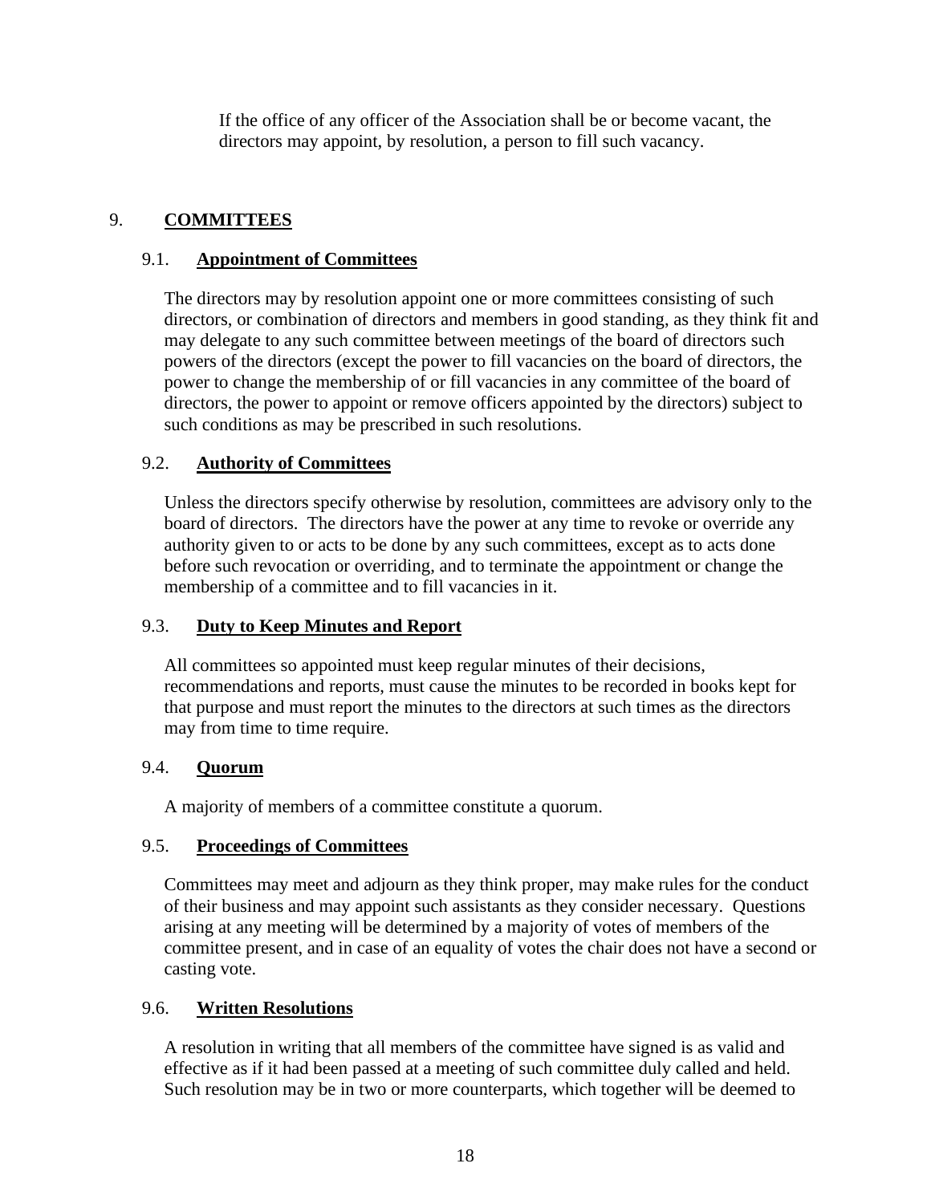If the office of any officer of the Association shall be or become vacant, the directors may appoint, by resolution, a person to fill such vacancy.

## 9. COMMITTEES

### 9.1. Appointment of Committees

The directors may by resolution appoint one or more committees consisting of such directors, or combination of directors and members in good standing, as they think fit and may delegate to any such committee between meetings of the board of directors such powers of the directors (except the power to fill vacancies on the board of directors, the power to change the membership of or fill vacancies in any committee of the board of directors, the power to appoint or remove officers appointed by the directors) subject to such conditions as may be prescribed in such resolutions.

### 9.2. Authority of Committees

Unless the directors specify otherwise by resolution, committees are advisory only to the board of directors. The directors have the power at any time to revoke or override any authority given to or acts to be done by any such committees, except as to acts done before such revocation or overriding, and to terminate the appointment or change the membership of a committee and to fill vacancies in it.

### 9.3. Duty to Keep Minutes and Report

All committees so appointed must keep regular minutes of their decisions, recommendations and reports, must cause the minutes to be recorded in books kept for that purpose and must report the minutes to the directors at such times as the directors may from time to time require.

### 9.4. Quorum

A majority of members of a committee constitute a quorum.

### 9.5. Proceedings of Committees

Committees may meet and adjourn as they think proper, may make rules for the conduct of their business and may appoint such assistants as they consider necessary. Questions arising at any meeting will be determined by a majority of votes of members of the committee present, and in case of an equality of votes the chair does not have a second or casting vote.

### 9.6. Written Resolutions

A resolution in writing that all members of the committee have signed is as valid and effective as if it had been passed at a meeting of such committee duly called and held. Such resolution may be in two or more counterparts, which together will be deemed to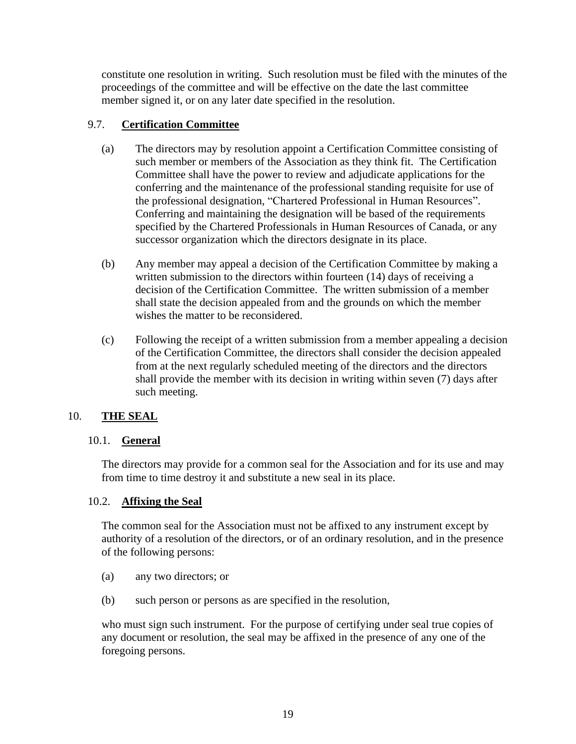constitute one resolution in writing. Such resolution must be filed with the minutes of the proceedings of the committee and will be effective on the date the last committee member signed it, or on any later date specified in the resolution.

### 9.7. **Certification Committee**

(a) The directors may by resolution appoint a Certification Committee consisting of such member or members of the Association as they think fit. The Certification Committee shall have the power to review and adjudicate applications for the conferring and the maintenance of the professional standing requisite for use of the professional designation, "Chartered Professional in Human Resources". Conferring and maintaining the designation will be based of the requirements specified by the Chartered Professionals in Human Resources of Canada, or any successor organization which the directors designate in its place.

(b) Any member may appeal a decision of the Certification Committee by making a written submission to the directors within fourteen (14) days of receiving a decision of the Certification Committee. The written submission of a member shall state the decision appealed from and the grounds on which the member wishes the matter to be reconsidered.

(c) Following the receipt of a written submission from a member appealing a decision of the Certification Committee, the directors shall consider the decision appealed from at the next regularly scheduled meeting of the directors and the directors shall provide the member with its decision in writing within seven (7) days after such meeting.

## 10. **THE SEAL**

### 10.1. **General**

The directors may provide for a common seal for the Association and for its use and may from time to time destroy it and substitute a new seal in its place.

### 10.2. **Affixing the Seal**

The common seal for the Association must not be affixed to any instrument except by authority of a resolution of the directors, or of an ordinary resolution, and in the presence of the following persons:

(a) any two directors; or

(b) such person or persons as are specified in the resolution,

who must sign such instrument. For the purpose of certifying under seal true copies of any document or resolution, the seal may be affixed in the presence of any one of the foregoing persons.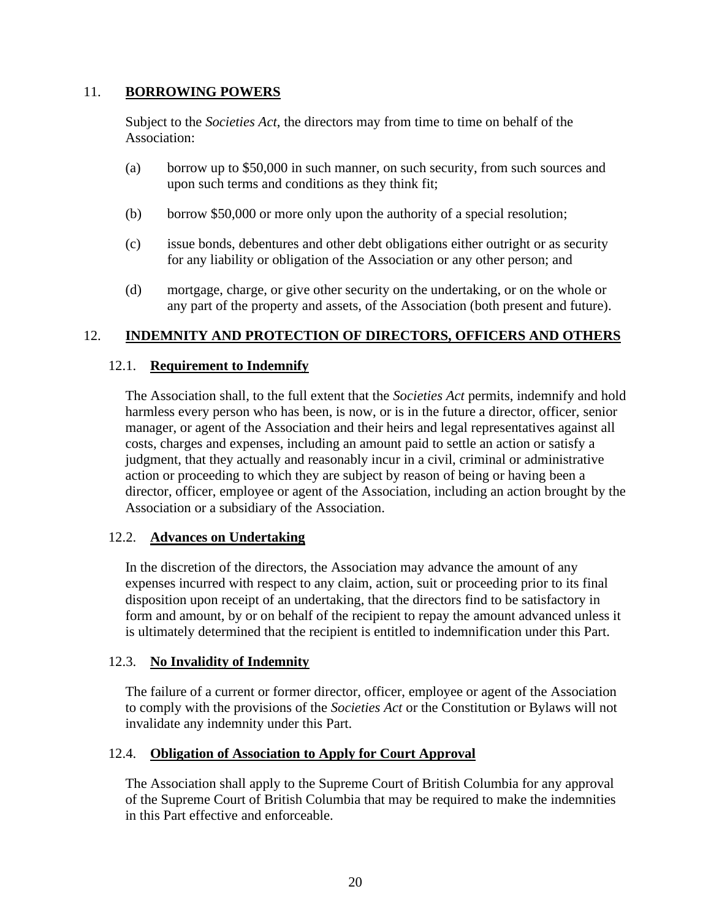## 11. BORROWING POWERS

Subject to the *Societies Act*, the directors may from time to time on behalf of the Association:

(a) borrow up to $50,000 in such manner, on such security, from such sources and upon such terms and conditions as they think fit;

(b) borrow $50,000 or more only upon the authority of a special resolution;

(c) issue bonds, debentures and other debt obligations either outright or as security for any liability or obligation of the Association or any other person; and

(d) mortgage, charge, or give other security on the undertaking, or on the whole or any part of the property and assets, of the Association (both present and future).

## 12. INDEMNITY AND PROTECTION OF DIRECTORS, OFFICERS AND OTHERS

### 12.1. Requirement to Indemnify

The Association shall, to the full extent that the *Societies Act* permits, indemnify and hold harmless every person who has been, is now, or is in the future a director, officer, senior manager, or agent of the Association and their heirs and legal representatives against all costs, charges and expenses, including an amount paid to settle an action or satisfy a judgment, that they actually and reasonably incur in a civil, criminal or administrative action or proceeding to which they are subject by reason of being or having been a director, officer, employee or agent of the Association, including an action brought by the Association or a subsidiary of the Association.

### 12.2. Advances on Undertaking

In the discretion of the directors, the Association may advance the amount of any expenses incurred with respect to any claim, action, suit or proceeding prior to its final disposition upon receipt of an undertaking, that the directors find to be satisfactory in form and amount, by or on behalf of the recipient to repay the amount advanced unless it is ultimately determined that the recipient is entitled to indemnification under this Part.

### 12.3. No Invalidity of Indemnity

The failure of a current or former director, officer, employee or agent of the Association to comply with the provisions of the *Societies Act* or the Constitution or Bylaws will not invalidate any indemnity under this Part.

### 12.4. Obligation of Association to Apply for Court Approval

The Association shall apply to the Supreme Court of British Columbia for any approval of the Supreme Court of British Columbia that may be required to make the indemnities in this Part effective and enforceable.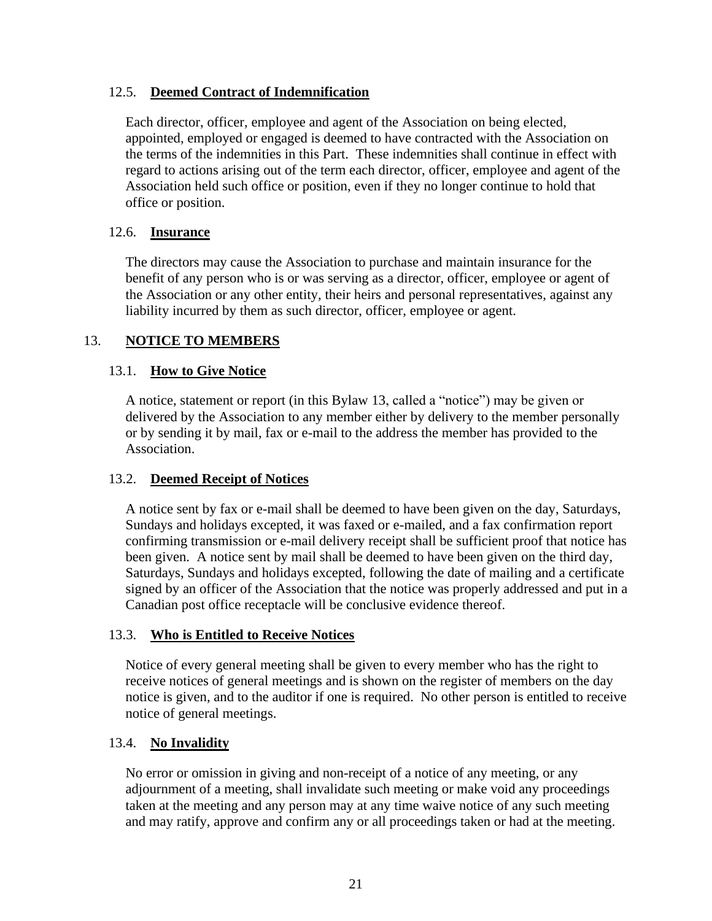### 12.5. **Deemed Contract of Indemnification**

Each director, officer, employee and agent of the Association on being elected, appointed, employed or engaged is deemed to have contracted with the Association on the terms of the indemnities in this Part. These indemnities shall continue in effect with regard to actions arising out of the term each director, officer, employee and agent of the Association held such office or position, even if they no longer continue to hold that office or position.

### 12.6. **Insurance**

The directors may cause the Association to purchase and maintain insurance for the benefit of any person who is or was serving as a director, officer, employee or agent of the Association or any other entity, their heirs and personal representatives, against any liability incurred by them as such director, officer, employee or agent.

## 13. **NOTICE TO MEMBERS**

### 13.1. **How to Give Notice**

A notice, statement or report (in this Bylaw 13, called a "notice") may be given or delivered by the Association to any member either by delivery to the member personally or by sending it by mail, fax or e-mail to the address the member has provided to the Association.

### 13.2. **Deemed Receipt of Notices**

A notice sent by fax or e-mail shall be deemed to have been given on the day, Saturdays, Sundays and holidays excepted, it was faxed or e-mailed, and a fax confirmation report confirming transmission or e-mail delivery receipt shall be sufficient proof that notice has been given. A notice sent by mail shall be deemed to have been given on the third day, Saturdays, Sundays and holidays excepted, following the date of mailing and a certificate signed by an officer of the Association that the notice was properly addressed and put in a Canadian post office receptacle will be conclusive evidence thereof.

### 13.3. **Who is Entitled to Receive Notices**

Notice of every general meeting shall be given to every member who has the right to receive notices of general meetings and is shown on the register of members on the day notice is given, and to the auditor if one is required. No other person is entitled to receive notice of general meetings.

### 13.4. **No Invalidity**

No error or omission in giving and non-receipt of a notice of any meeting, or any adjournment of a meeting, shall invalidate such meeting or make void any proceedings taken at the meeting and any person may at any time waive notice of any such meeting and may ratify, approve and confirm any or all proceedings taken or had at the meeting.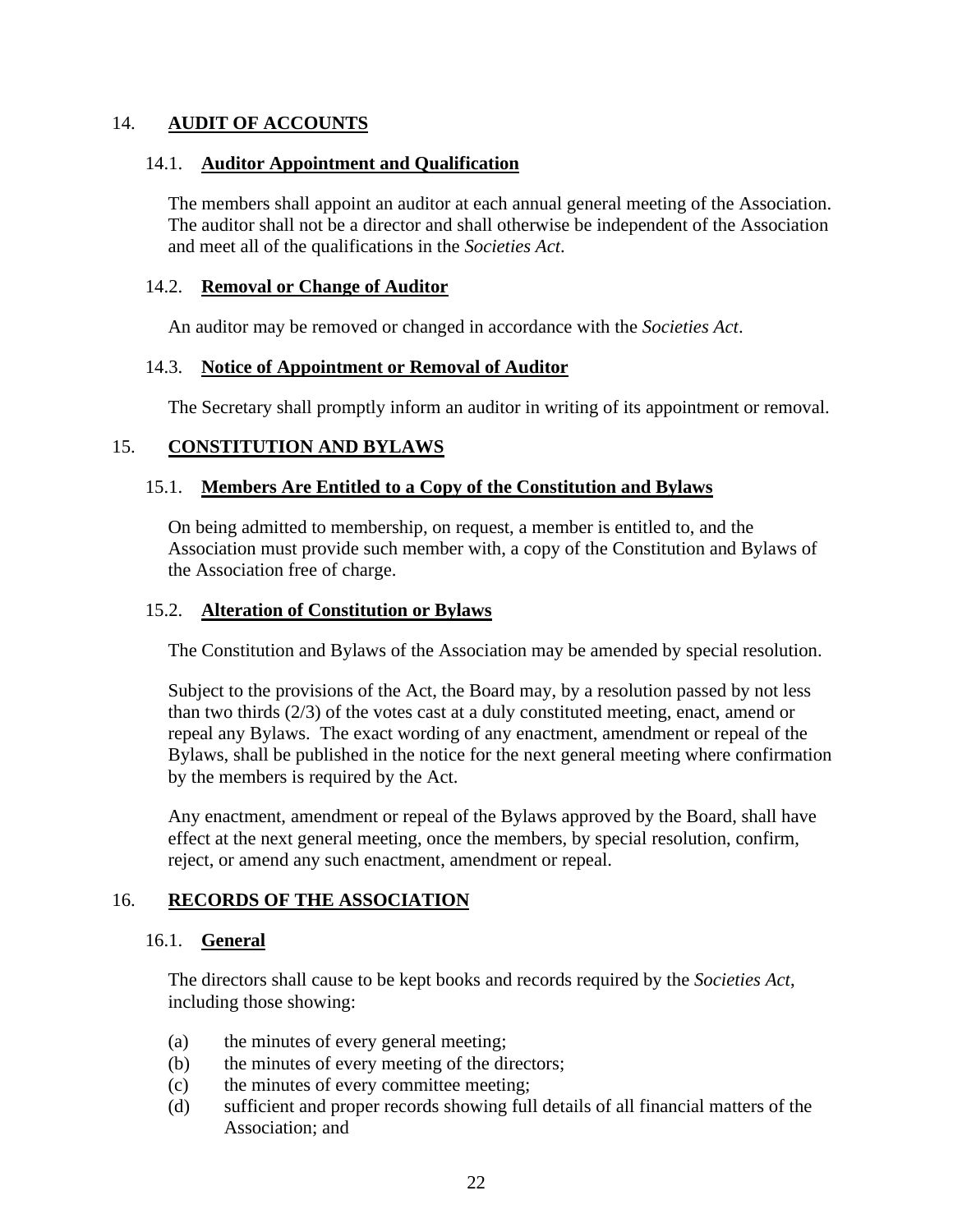## 14. AUDIT OF ACCOUNTS

### 14.1. Auditor Appointment and Qualification

The members shall appoint an auditor at each annual general meeting of the Association. The auditor shall not be a director and shall otherwise be independent of the Association and meet all of the qualifications in the *Societies Act*.

### 14.2. Removal or Change of Auditor

An auditor may be removed or changed in accordance with the *Societies Act*.

### 14.3. Notice of Appointment or Removal of Auditor

The Secretary shall promptly inform an auditor in writing of its appointment or removal.

## 15. CONSTITUTION AND BYLAWS

### 15.1. Members Are Entitled to a Copy of the Constitution and Bylaws

On being admitted to membership, on request, a member is entitled to, and the Association must provide such member with, a copy of the Constitution and Bylaws of the Association free of charge.

### 15.2. Alteration of Constitution or Bylaws

The Constitution and Bylaws of the Association may be amended by special resolution.

Subject to the provisions of the Act, the Board may, by a resolution passed by not less than two thirds (2/3) of the votes cast at a duly constituted meeting, enact, amend or repeal any Bylaws. The exact wording of any enactment, amendment or repeal of the Bylaws, shall be published in the notice for the next general meeting where confirmation by the members is required by the Act.

Any enactment, amendment or repeal of the Bylaws approved by the Board, shall have effect at the next general meeting, once the members, by special resolution, confirm, reject, or amend any such enactment, amendment or repeal.

## 16. RECORDS OF THE ASSOCIATION

### 16.1. General

The directors shall cause to be kept books and records required by the *Societies Act*, including those showing:

(a) the minutes of every general meeting;
(b) the minutes of every meeting of the directors;
(c) the minutes of every committee meeting;
(d) sufficient and proper records showing full details of all financial matters of the Association; and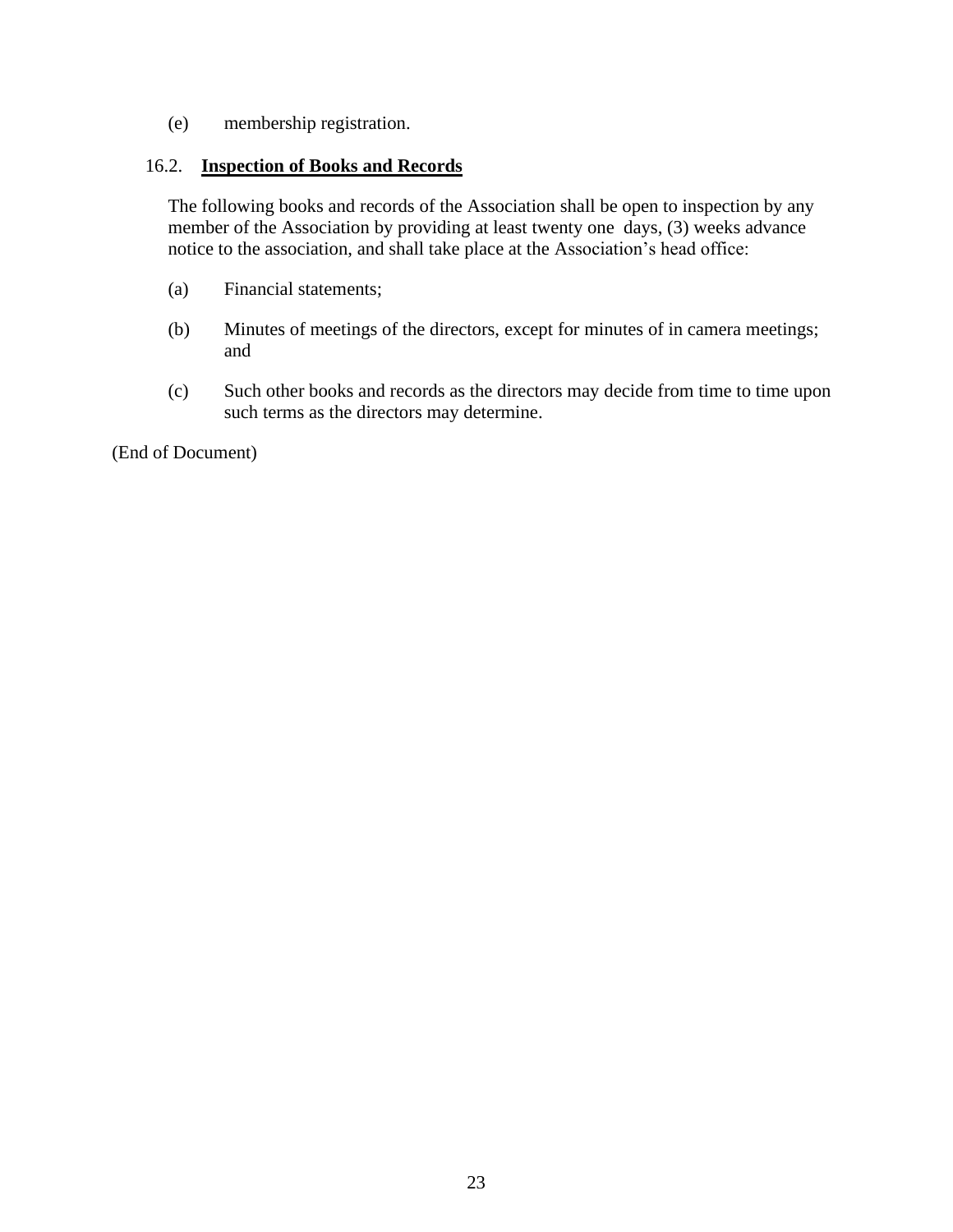(e) membership registration.

### 16.2. **Inspection of Books and Records**

The following books and records of the Association shall be open to inspection by any member of the Association by providing at least twenty one days, (3) weeks advance notice to the association, and shall take place at the Association's head office:

(a) Financial statements;

(b) Minutes of meetings of the directors, except for minutes of in camera meetings; and

(c) Such other books and records as the directors may decide from time to time upon such terms as the directors may determine.

(End of Document)